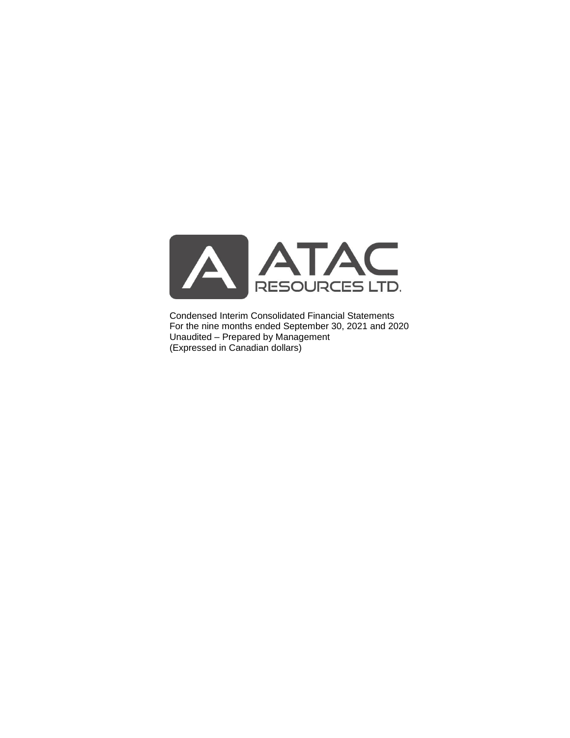ATAC RESOURCES LTD.

Condensed Interim Consolidated Financial Statements
For the nine months ended September 30, 2021 and 2020
Unaudited – Prepared by Management
(Expressed in Canadian dollars)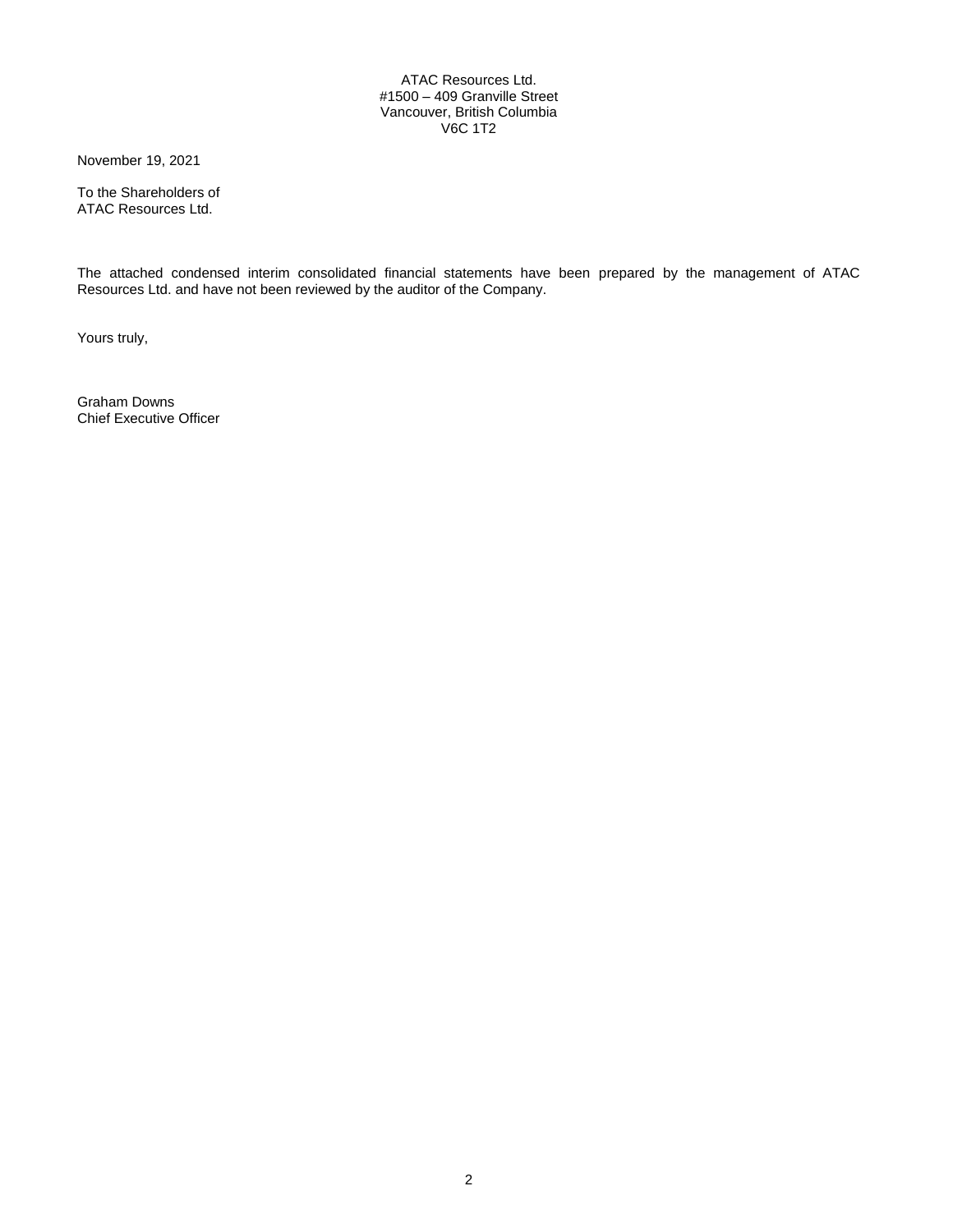ATAC Resources Ltd.
#1500 – 409 Granville Street
Vancouver, British Columbia
V6C 1T2

November 19, 2021

To the Shareholders of
ATAC Resources Ltd.

The attached condensed interim consolidated financial statements have been prepared by the management of ATAC Resources Ltd. and have not been reviewed by the auditor of the Company.

Yours truly,

Graham Downs
Chief Executive Officer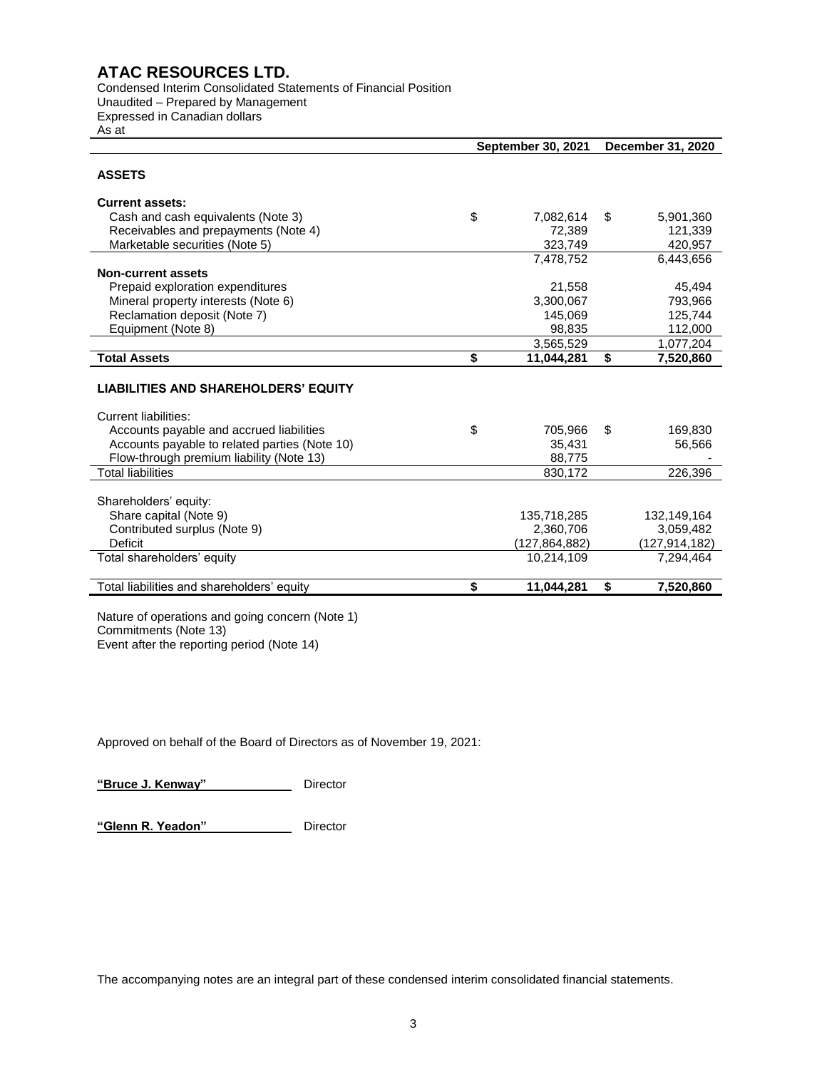# ATAC RESOURCES LTD.

Condensed Interim Consolidated Statements of Financial Position
Unaudited – Prepared by Management
Expressed in Canadian dollars
As at

| | September 30, 2021 | December 31, 2020 |
|---|---|---|
| **ASSETS** | | |
| **Current assets:** | | |
| Cash and cash equivalents (Note 3) | $ 7,082,614 | $ 5,901,360 |
| Receivables and prepayments (Note 4) | 72,389 | 121,339 |
| Marketable securities (Note 5) | 323,749 | 420,957 |
| | 7,478,752 | 6,443,656 |
| **Non-current assets** | | |
| Prepaid exploration expenditures | 21,558 | 45,494 |
| Mineral property interests (Note 6) | 3,300,067 | 793,966 |
| Reclamation deposit (Note 7) | 145,069 | 125,744 |
| Equipment (Note 8) | 98,835 | 112,000 |
| | 3,565,529 | 1,077,204 |
| **Total Assets** | **$ 11,044,281** | **$ 7,520,860** |
| **LIABILITIES AND SHAREHOLDERS' EQUITY** | | |
| Current liabilities: | | |
| Accounts payable and accrued liabilities | $ 705,966 | $ 169,830 |
| Accounts payable to related parties (Note 10) | 35,431 | 56,566 |
| Flow-through premium liability (Note 13) | 88,775 | - |
| Total liabilities | 830,172 | 226,396 |
| Shareholders' equity: | | |
| Share capital (Note 9) | 135,718,285 | 132,149,164 |
| Contributed surplus (Note 9) | 2,360,706 | 3,059,482 |
| Deficit | (127,864,882) | (127,914,182) |
| Total shareholders' equity | 10,214,109 | 7,294,464 |
| Total liabilities and shareholders' equity | **$ 11,044,281** | **$ 7,520,860** |

Nature of operations and going concern (Note 1)
Commitments (Note 13)
Event after the reporting period (Note 14)

Approved on behalf of the Board of Directors as of November 19, 2021:

**"Bruce J. Kenway"** Director

**"Glenn R. Yeadon"** Director

The accompanying notes are an integral part of these condensed interim consolidated financial statements.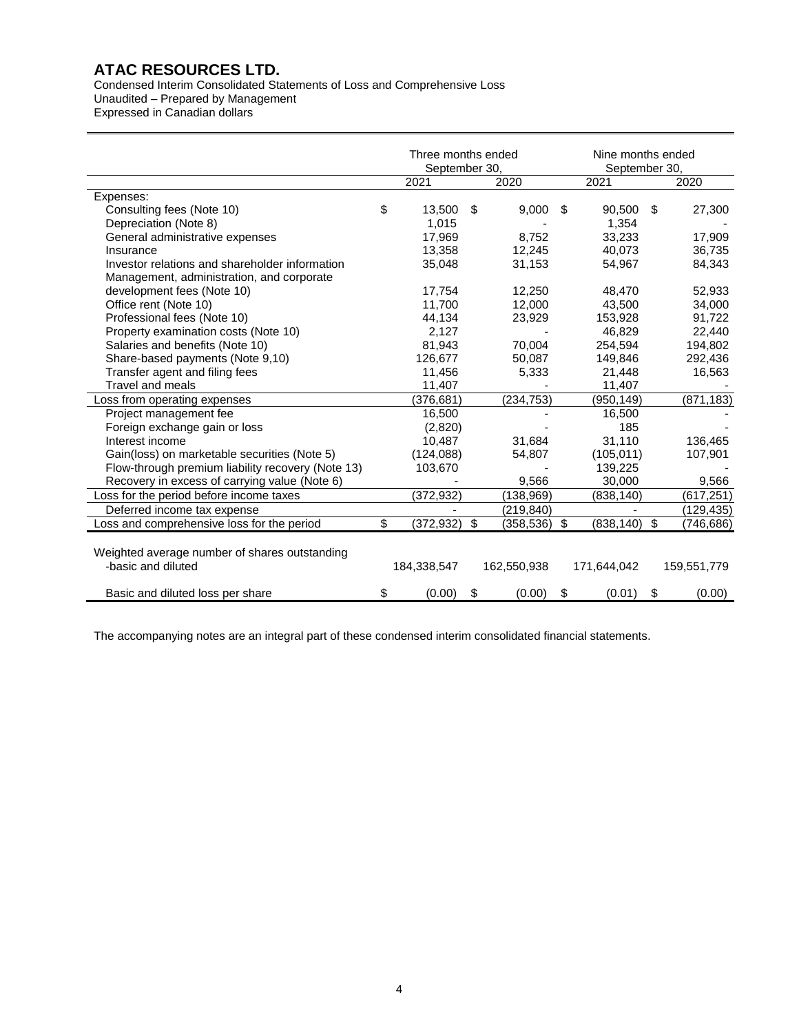# ATAC RESOURCES LTD.

Condensed Interim Consolidated Statements of Loss and Comprehensive Loss
Unaudited – Prepared by Management
Expressed in Canadian dollars

| | Three months ended September 30, | | Nine months ended September 30, | |
|---|---|---|---|---|
| | 2021 | 2020 | 2021 | 2020 |
| Expenses: | | | | |
| Consulting fees (Note 10) | $ 13,500 | $ 9,000 | $ 90,500 | $ 27,300 |
| Depreciation (Note 8) | 1,015 | - | 1,354 | - |
| General administrative expenses | 17,969 | 8,752 | 33,233 | 17,909 |
| Insurance | 13,358 | 12,245 | 40,073 | 36,735 |
| Investor relations and shareholder information | 35,048 | 31,153 | 54,967 | 84,343 |
| Management, administration, and corporate development fees (Note 10) | 17,754 | 12,250 | 48,470 | 52,933 |
| Office rent (Note 10) | 11,700 | 12,000 | 43,500 | 34,000 |
| Professional fees (Note 10) | 44,134 | 23,929 | 153,928 | 91,722 |
| Property examination costs (Note 10) | 2,127 | - | 46,829 | 22,440 |
| Salaries and benefits (Note 10) | 81,943 | 70,004 | 254,594 | 194,802 |
| Share-based payments (Note 9,10) | 126,677 | 50,087 | 149,846 | 292,436 |
| Transfer agent and filing fees | 11,456 | 5,333 | 21,448 | 16,563 |
| Travel and meals | 11,407 | - | 11,407 | - |
| Loss from operating expenses | (376,681) | (234,753) | (950,149) | (871,183) |
| Project management fee | 16,500 | - | 16,500 | - |
| Foreign exchange gain or loss | (2,820) | - | 185 | - |
| Interest income | 10,487 | 31,684 | 31,110 | 136,465 |
| Gain(loss) on marketable securities (Note 5) | (124,088) | 54,807 | (105,011) | 107,901 |
| Flow-through premium liability recovery (Note 13) | 103,670 | - | 139,225 | - |
| Recovery in excess of carrying value (Note 6) | - | 9,566 | 30,000 | 9,566 |
| Loss for the period before income taxes | (372,932) | (138,969) | (838,140) | (617,251) |
| Deferred income tax expense | - | (219,840) | - | (129,435) |
| Loss and comprehensive loss for the period | $ (372,932) | $ (358,536) | $ (838,140) | $ (746,686) |
| Weighted average number of shares outstanding -basic and diluted | 184,338,547 | 162,550,938 | 171,644,042 | 159,551,779 |
| Basic and diluted loss per share | $ (0.00) | $ (0.00) | $ (0.01) | $ (0.00) |

The accompanying notes are an integral part of these condensed interim consolidated financial statements.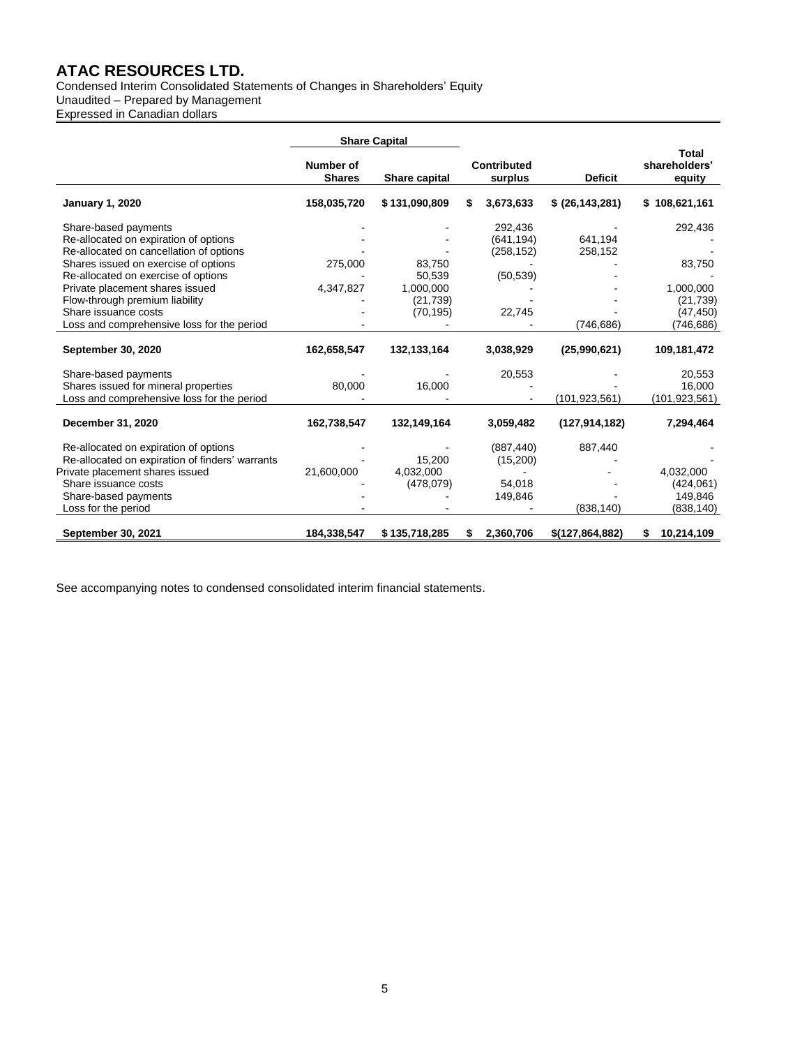# ATAC RESOURCES LTD.

Condensed Interim Consolidated Statements of Changes in Shareholders' Equity
Unaudited – Prepared by Management
Expressed in Canadian dollars

| | Share Capital | | | | |
|---|---|---|---|---|---|
| | Number of Shares | Share capital | Contributed surplus | Deficit | Total shareholders' equity |
| **January 1, 2020** | **158,035,720** | **$ 131,090,809** | **$ 3,673,633** | **$ (26,143,281)** | **$ 108,621,161** |
| Share-based payments | - | - | 292,436 | - | 292,436 |
| Re-allocated on expiration of options | - | - | (641,194) | 641,194 | - |
| Re-allocated on cancellation of options | - | - | (258,152) | 258,152 | - |
| Shares issued on exercise of options | 275,000 | 83,750 | - | - | 83,750 |
| Re-allocated on exercise of options | - | 50,539 | (50,539) | - | - |
| Private placement shares issued | 4,347,827 | 1,000,000 | - | - | 1,000,000 |
| Flow-through premium liability | - | (21,739) | - | - | (21,739) |
| Share issuance costs | - | (70,195) | 22,745 | - | (47,450) |
| Loss and comprehensive loss for the period | - | - | - | (746,686) | (746,686) |
| **September 30, 2020** | **162,658,547** | **132,133,164** | **3,038,929** | **(25,990,621)** | **109,181,472** |
| Share-based payments | - | - | 20,553 | - | 20,553 |
| Shares issued for mineral properties | 80,000 | 16,000 | - | - | 16,000 |
| Loss and comprehensive loss for the period | - | - | - | (101,923,561) | (101,923,561) |
| **December 31, 2020** | **162,738,547** | **132,149,164** | **3,059,482** | **(127,914,182)** | **7,294,464** |
| Re-allocated on expiration of options | - | - | (887,440) | 887,440 | - |
| Re-allocated on expiration of finders' warrants | - | 15,200 | (15,200) | - | - |
| Private placement shares issued | 21,600,000 | 4,032,000 | - | - | 4,032,000 |
| Share issuance costs | - | (478,079) | 54,018 | - | (424,061) |
| Share-based payments | - | - | 149,846 | - | 149,846 |
| Loss for the period | - | - | - | (838,140) | (838,140) |
| **September 30, 2021** | **184,338,547** | **$ 135,718,285** | **$ 2,360,706** | **$(127,864,882)** | **$ 10,214,109** |

See accompanying notes to condensed consolidated interim financial statements.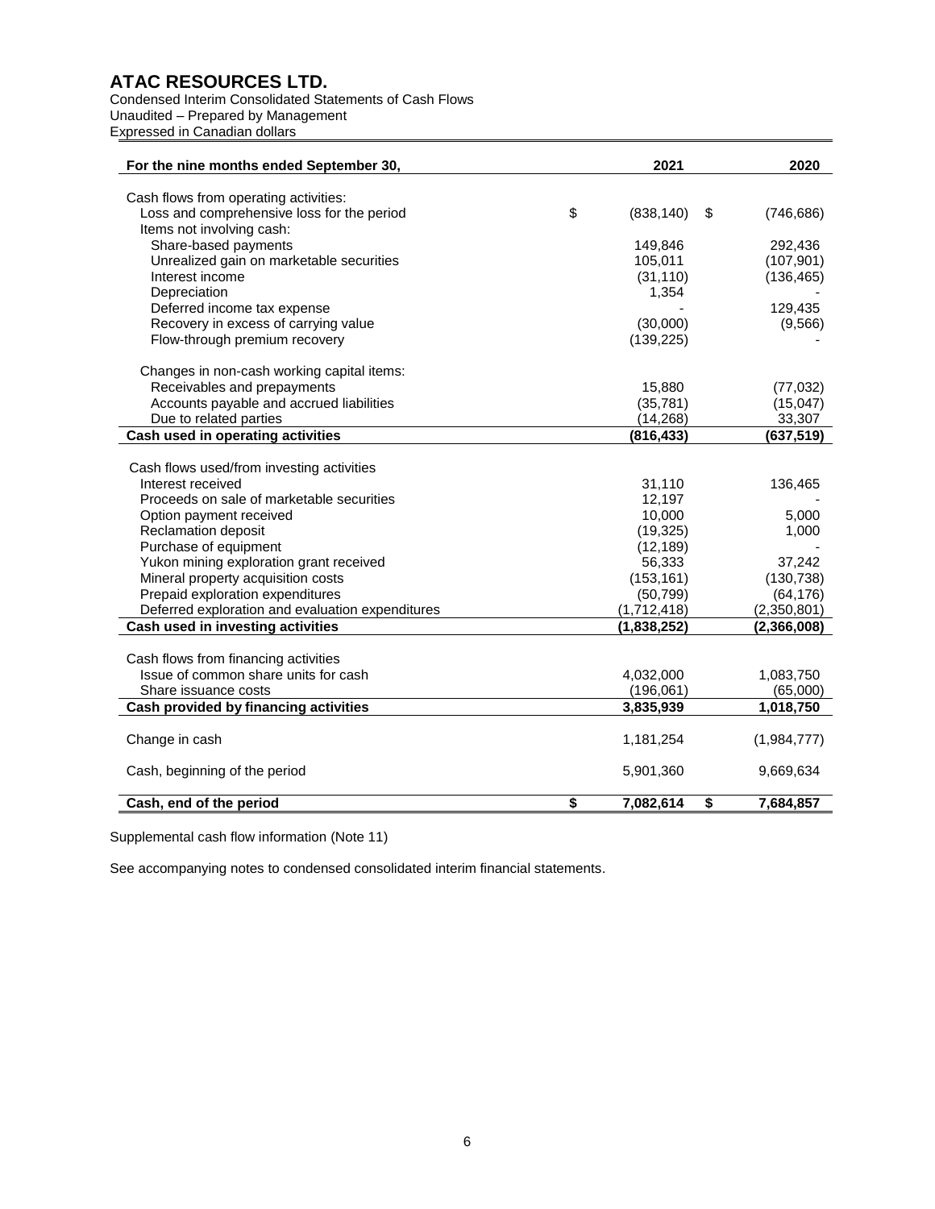# ATAC RESOURCES LTD.

Condensed Interim Consolidated Statements of Cash Flows
Unaudited – Prepared by Management
Expressed in Canadian dollars

| For the nine months ended September 30, | 2021 | 2020 |
|---|---|---|
| Cash flows from operating activities: | | |
| Loss and comprehensive loss for the period | $ (838,140) | $ (746,686) |
| Items not involving cash: | | |
| Share-based payments | 149,846 | 292,436 |
| Unrealized gain on marketable securities | 105,011 | (107,901) |
| Interest income | (31,110) | (136,465) |
| Depreciation | 1,354 | - |
| Deferred income tax expense | - | 129,435 |
| Recovery in excess of carrying value | (30,000) | (9,566) |
| Flow-through premium recovery | (139,225) | - |
| Changes in non-cash working capital items: | | |
| Receivables and prepayments | 15,880 | (77,032) |
| Accounts payable and accrued liabilities | (35,781) | (15,047) |
| Due to related parties | (14,268) | 33,307 |
| **Cash used in operating activities** | **(816,433)** | **(637,519)** |
| Cash flows used/from investing activities | | |
| Interest received | 31,110 | 136,465 |
| Proceeds on sale of marketable securities | 12,197 | - |
| Option payment received | 10,000 | 5,000 |
| Reclamation deposit | (19,325) | 1,000 |
| Purchase of equipment | (12,189) | - |
| Yukon mining exploration grant received | 56,333 | 37,242 |
| Mineral property acquisition costs | (153,161) | (130,738) |
| Prepaid exploration expenditures | (50,799) | (64,176) |
| Deferred exploration and evaluation expenditures | (1,712,418) | (2,350,801) |
| **Cash used in investing activities** | **(1,838,252)** | **(2,366,008)** |
| Cash flows from financing activities | | |
| Issue of common share units for cash | 4,032,000 | 1,083,750 |
| Share issuance costs | (196,061) | (65,000) |
| **Cash provided by financing activities** | **3,835,939** | **1,018,750** |
| Change in cash | 1,181,254 | (1,984,777) |
| Cash, beginning of the period | 5,901,360 | 9,669,634 |
| **Cash, end of the period** | **$ 7,082,614** | **$ 7,684,857** |

Supplemental cash flow information (Note 11)

See accompanying notes to condensed consolidated interim financial statements.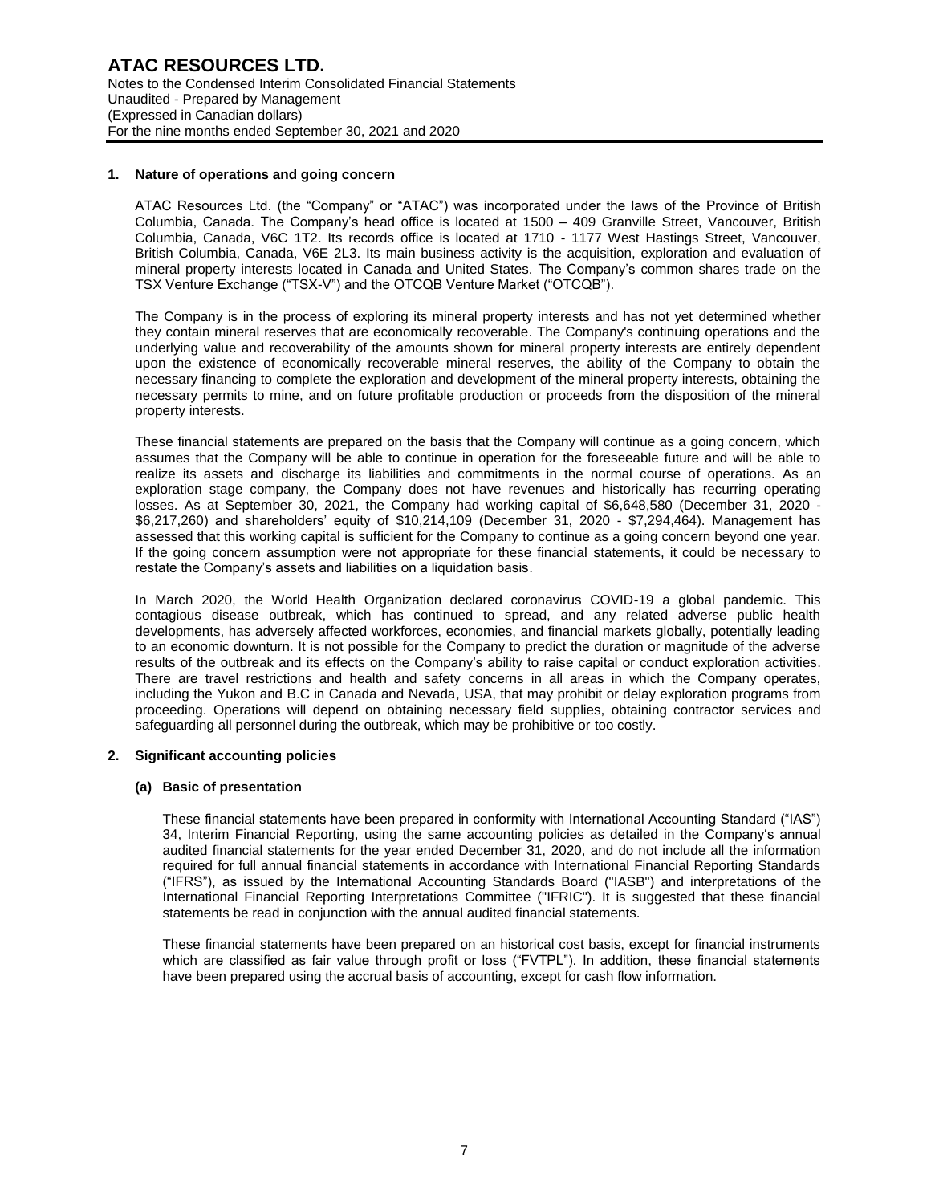## 1. Nature of operations and going concern

ATAC Resources Ltd. (the "Company" or "ATAC") was incorporated under the laws of the Province of British Columbia, Canada. The Company's head office is located at 1500 – 409 Granville Street, Vancouver, British Columbia, Canada, V6C 1T2. Its records office is located at 1710 - 1177 West Hastings Street, Vancouver, British Columbia, Canada, V6E 2L3. Its main business activity is the acquisition, exploration and evaluation of mineral property interests located in Canada and United States. The Company's common shares trade on the TSX Venture Exchange ("TSX-V") and the OTCQB Venture Market ("OTCQB").

The Company is in the process of exploring its mineral property interests and has not yet determined whether they contain mineral reserves that are economically recoverable. The Company's continuing operations and the underlying value and recoverability of the amounts shown for mineral property interests are entirely dependent upon the existence of economically recoverable mineral reserves, the ability of the Company to obtain the necessary financing to complete the exploration and development of the mineral property interests, obtaining the necessary permits to mine, and on future profitable production or proceeds from the disposition of the mineral property interests.

These financial statements are prepared on the basis that the Company will continue as a going concern, which assumes that the Company will be able to continue in operation for the foreseeable future and will be able to realize its assets and discharge its liabilities and commitments in the normal course of operations. As an exploration stage company, the Company does not have revenues and historically has recurring operating losses. As at September 30, 2021, the Company had working capital of $6,648,580 (December 31, 2020 - $6,217,260) and shareholders' equity of $10,214,109 (December 31, 2020 - $7,294,464). Management has assessed that this working capital is sufficient for the Company to continue as a going concern beyond one year. If the going concern assumption were not appropriate for these financial statements, it could be necessary to restate the Company's assets and liabilities on a liquidation basis.

In March 2020, the World Health Organization declared coronavirus COVID-19 a global pandemic. This contagious disease outbreak, which has continued to spread, and any related adverse public health developments, has adversely affected workforces, economies, and financial markets globally, potentially leading to an economic downturn. It is not possible for the Company to predict the duration or magnitude of the adverse results of the outbreak and its effects on the Company's ability to raise capital or conduct exploration activities. There are travel restrictions and health and safety concerns in all areas in which the Company operates, including the Yukon and B.C in Canada and Nevada, USA, that may prohibit or delay exploration programs from proceeding. Operations will depend on obtaining necessary field supplies, obtaining contractor services and safeguarding all personnel during the outbreak, which may be prohibitive or too costly.

## 2. Significant accounting policies

### (a) Basic of presentation

These financial statements have been prepared in conformity with International Accounting Standard ("IAS") 34, Interim Financial Reporting, using the same accounting policies as detailed in the Company's annual audited financial statements for the year ended December 31, 2020, and do not include all the information required for full annual financial statements in accordance with International Financial Reporting Standards ("IFRS"), as issued by the International Accounting Standards Board ("IASB") and interpretations of the International Financial Reporting Interpretations Committee ("IFRIC"). It is suggested that these financial statements be read in conjunction with the annual audited financial statements.

These financial statements have been prepared on an historical cost basis, except for financial instruments which are classified as fair value through profit or loss ("FVTPL"). In addition, these financial statements have been prepared using the accrual basis of accounting, except for cash flow information.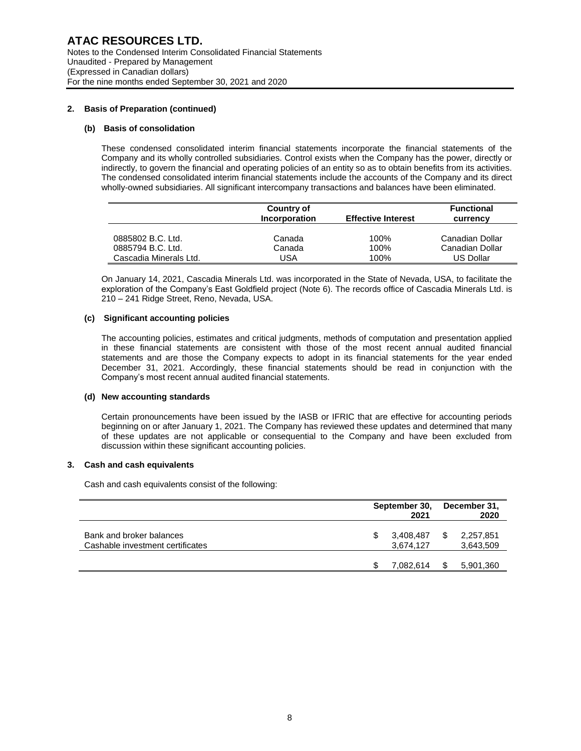## 2. Basis of Preparation (continued)

### (b) Basis of consolidation

These condensed consolidated interim financial statements incorporate the financial statements of the Company and its wholly controlled subsidiaries. Control exists when the Company has the power, directly or indirectly, to govern the financial and operating policies of an entity so as to obtain benefits from its activities. The condensed consolidated interim financial statements include the accounts of the Company and its direct wholly-owned subsidiaries. All significant intercompany transactions and balances have been eliminated.

| | Country of Incorporation | Effective Interest | Functional currency |
|---|---|---|---|
| 0885802 B.C. Ltd. | Canada | 100% | Canadian Dollar |
| 0885794 B.C. Ltd. | Canada | 100% | Canadian Dollar |
| Cascadia Minerals Ltd. | USA | 100% | US Dollar |

On January 14, 2021, Cascadia Minerals Ltd. was incorporated in the State of Nevada, USA, to facilitate the exploration of the Company's East Goldfield project (Note 6). The records office of Cascadia Minerals Ltd. is 210 – 241 Ridge Street, Reno, Nevada, USA.

### (c) Significant accounting policies

The accounting policies, estimates and critical judgments, methods of computation and presentation applied in these financial statements are consistent with those of the most recent annual audited financial statements and are those the Company expects to adopt in its financial statements for the year ended December 31, 2021. Accordingly, these financial statements should be read in conjunction with the Company's most recent annual audited financial statements.

### (d) New accounting standards

Certain pronouncements have been issued by the IASB or IFRIC that are effective for accounting periods beginning on or after January 1, 2021. The Company has reviewed these updates and determined that many of these updates are not applicable or consequential to the Company and have been excluded from discussion within these significant accounting policies.

## 3. Cash and cash equivalents

Cash and cash equivalents consist of the following:

| | September 30, 2021 | December 31, 2020 |
|---|---|---|
| Bank and broker balances | $ 3,408,487 | $ 2,257,851 |
| Cashable investment certificates | 3,674,127 | 3,643,509 |
| | $ 7,082,614 | $ 5,901,360 |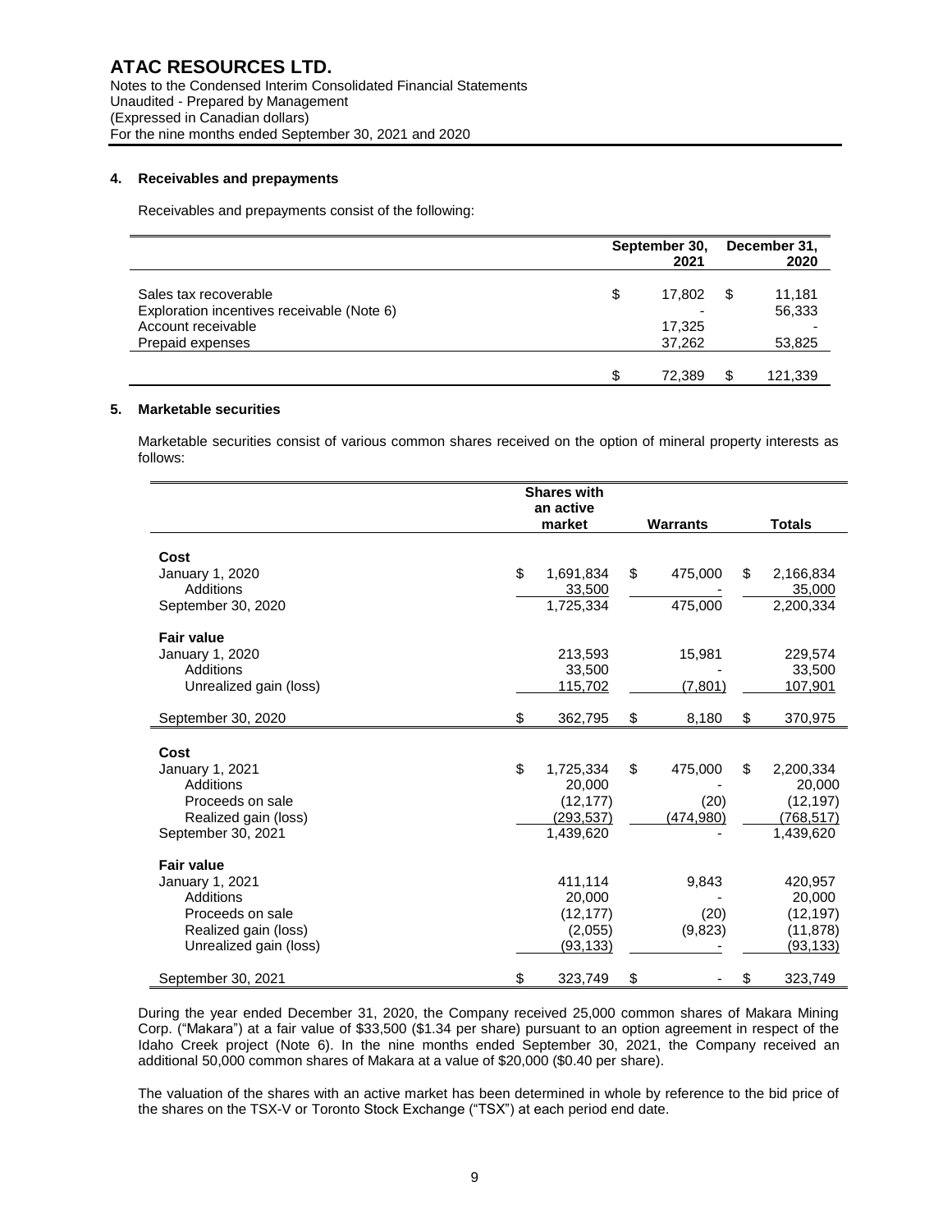## 4. Receivables and prepayments

Receivables and prepayments consist of the following:

| | September 30, 2021 | December 31, 2020 |
|---|---|---|
| Sales tax recoverable | $ 17,802 | $ 11,181 |
| Exploration incentives receivable (Note 6) | - | 56,333 |
| Account receivable | 17,325 | - |
| Prepaid expenses | 37,262 | 53,825 |
| | $ 72,389 | $ 121,339 |

## 5. Marketable securities

Marketable securities consist of various common shares received on the option of mineral property interests as follows:

| | Shares with an active market | Warrants | Totals |
|---|---|---|---|
| **Cost** | | | |
| January 1, 2020 | $ 1,691,834 | $ 475,000 | $ 2,166,834 |
| Additions | 33,500 | - | 35,000 |
| September 30, 2020 | 1,725,334 | 475,000 | 2,200,334 |
| **Fair value** | | | |
| January 1, 2020 | 213,593 | 15,981 | 229,574 |
| Additions | 33,500 | - | 33,500 |
| Unrealized gain (loss) | 115,702 | (7,801) | 107,901 |
| September 30, 2020 | $ 362,795 | $ 8,180 | $ 370,975 |
| **Cost** | | | |
| January 1, 2021 | $ 1,725,334 | $ 475,000 | $ 2,200,334 |
| Additions | 20,000 | - | 20,000 |
| Proceeds on sale | (12,177) | (20) | (12,197) |
| Realized gain (loss) | (293,537) | (474,980) | (768,517) |
| September 30, 2021 | 1,439,620 | - | 1,439,620 |
| **Fair value** | | | |
| January 1, 2021 | 411,114 | 9,843 | 420,957 |
| Additions | 20,000 | - | 20,000 |
| Proceeds on sale | (12,177) | (20) | (12,197) |
| Realized gain (loss) | (2,055) | (9,823) | (11,878) |
| Unrealized gain (loss) | (93,133) | - | (93,133) |
| September 30, 2021 | $ 323,749 | $ - | $ 323,749 |

During the year ended December 31, 2020, the Company received 25,000 common shares of Makara Mining Corp. ("Makara") at a fair value of $33,500 ($1.34 per share) pursuant to an option agreement in respect of the Idaho Creek project (Note 6). In the nine months ended September 30, 2021, the Company received an additional 50,000 common shares of Makara at a value of $20,000 ($0.40 per share).

The valuation of the shares with an active market has been determined in whole by reference to the bid price of the shares on the TSX-V or Toronto Stock Exchange ("TSX") at each period end date.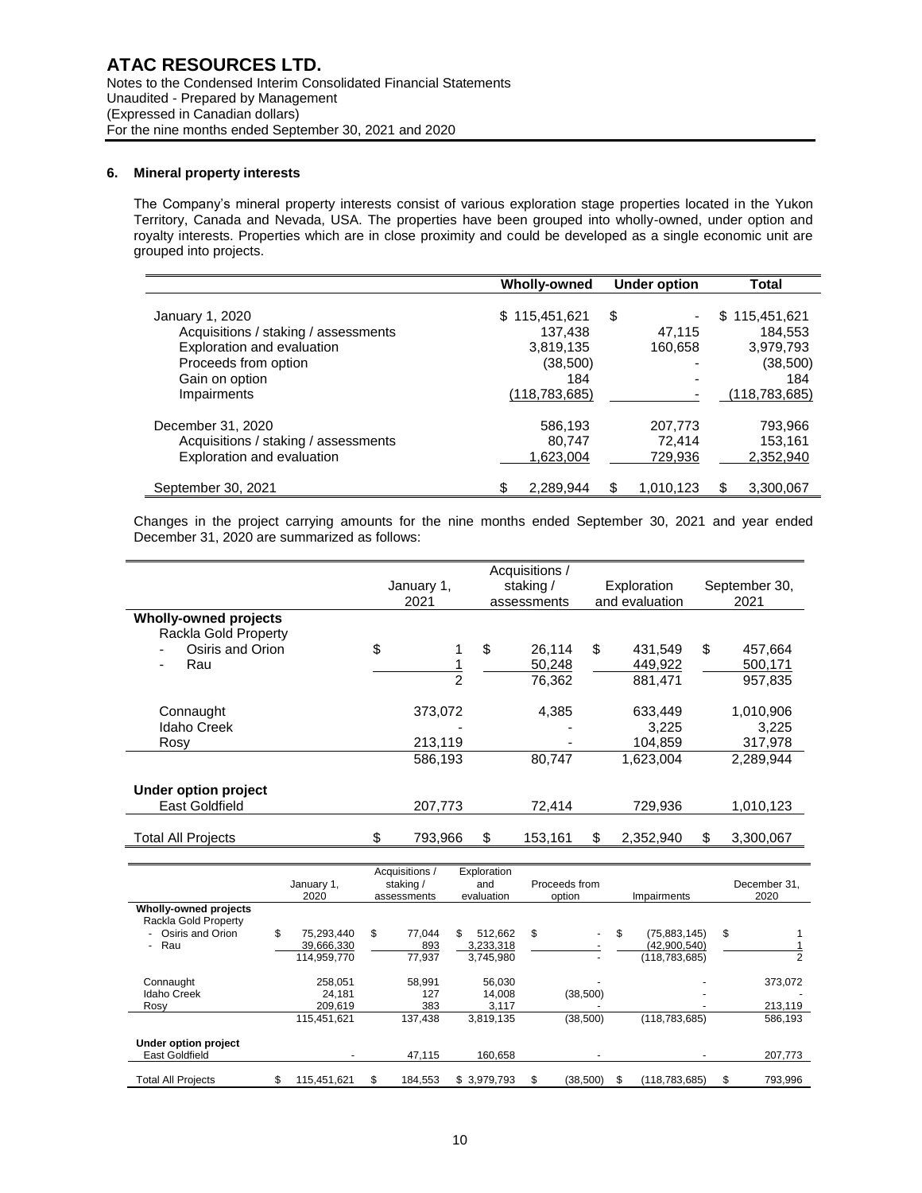### 6. Mineral property interests

The Company's mineral property interests consist of various exploration stage properties located in the Yukon Territory, Canada and Nevada, USA. The properties have been grouped into wholly-owned, under option and royalty interests. Properties which are in close proximity and could be developed as a single economic unit are grouped into projects.

| | Wholly-owned | Under option | Total |
|---|---|---|---|
| January 1, 2020 | $ 115,451,621 | $ - | $ 115,451,621 |
| Acquisitions / staking / assessments | 137,438 | 47,115 | 184,553 |
| Exploration and evaluation | 3,819,135 | 160,658 | 3,979,793 |
| Proceeds from option | (38,500) | - | (38,500) |
| Gain on option | 184 | - | 184 |
| Impairments | (118,783,685) | - | (118,783,685) |
| December 31, 2020 | 586,193 | 207,773 | 793,966 |
| Acquisitions / staking / assessments | 80,747 | 72,414 | 153,161 |
| Exploration and evaluation | 1,623,004 | 729,936 | 2,352,940 |
| September 30, 2021 | $ 2,289,944 | $ 1,010,123 | $ 3,300,067 |

Changes in the project carrying amounts for the nine months ended September 30, 2021 and year ended December 31, 2020 are summarized as follows:

| | January 1, 2021 | Acquisitions / staking / assessments | Exploration and evaluation | September 30, 2021 |
|---|---|---|---|---|
| **Wholly-owned projects** | | | | |
| Rackla Gold Property | | | | |
| - Osiris and Orion | $ 1 | $ 26,114 | $ 431,549 | $ 457,664 |
| - Rau | 1 | 50,248 | 449,922 | 500,171 |
| | 2 | 76,362 | 881,471 | 957,835 |
| Connaught | 373,072 | 4,385 | 633,449 | 1,010,906 |
| Idaho Creek | - | - | 3,225 | 3,225 |
| Rosy | 213,119 | - | 104,859 | 317,978 |
| | 586,193 | 80,747 | 1,623,004 | 2,289,944 |
| **Under option project** | | | | |
| East Goldfield | 207,773 | 72,414 | 729,936 | 1,010,123 |
| Total All Projects | $ 793,966 | $ 153,161 | $ 2,352,940 | $ 3,300,067 |

| | January 1, 2020 | Acquisitions / staking / assessments | Exploration and evaluation | Proceeds from option | Impairments | December 31, 2020 |
|---|---|---|---|---|---|---|
| **Wholly-owned projects** | | | | | | |
| Rackla Gold Property | | | | | | |
| - Osiris and Orion | $ 75,293,440 | $ 77,044 | $ 512,662 | $ - | $ (75,883,145) | $ 1 |
| - Rau | 39,666,330 | 893 | 3,233,318 | - | (42,900,540) | 1 |
| | 114,959,770 | 77,937 | 3,745,980 | - | (118,783,685) | 2 |
| Connaught | 258,051 | 58,991 | 56,030 | - | - | 373,072 |
| Idaho Creek | 24,181 | 127 | 14,008 | (38,500) | - | - |
| Rosy | 209,619 | 383 | 3,117 | - | - | 213,119 |
| | 115,451,621 | 137,438 | 3,819,135 | (38,500) | (118,783,685) | 586,193 |
| **Under option project** | | | | | | |
| East Goldfield | - | 47,115 | 160,658 | - | - | 207,773 |
| Total All Projects | $ 115,451,621 | $ 184,553 | $ 3,979,793 | $ (38,500) | $ (118,783,685) | $ 793,996 |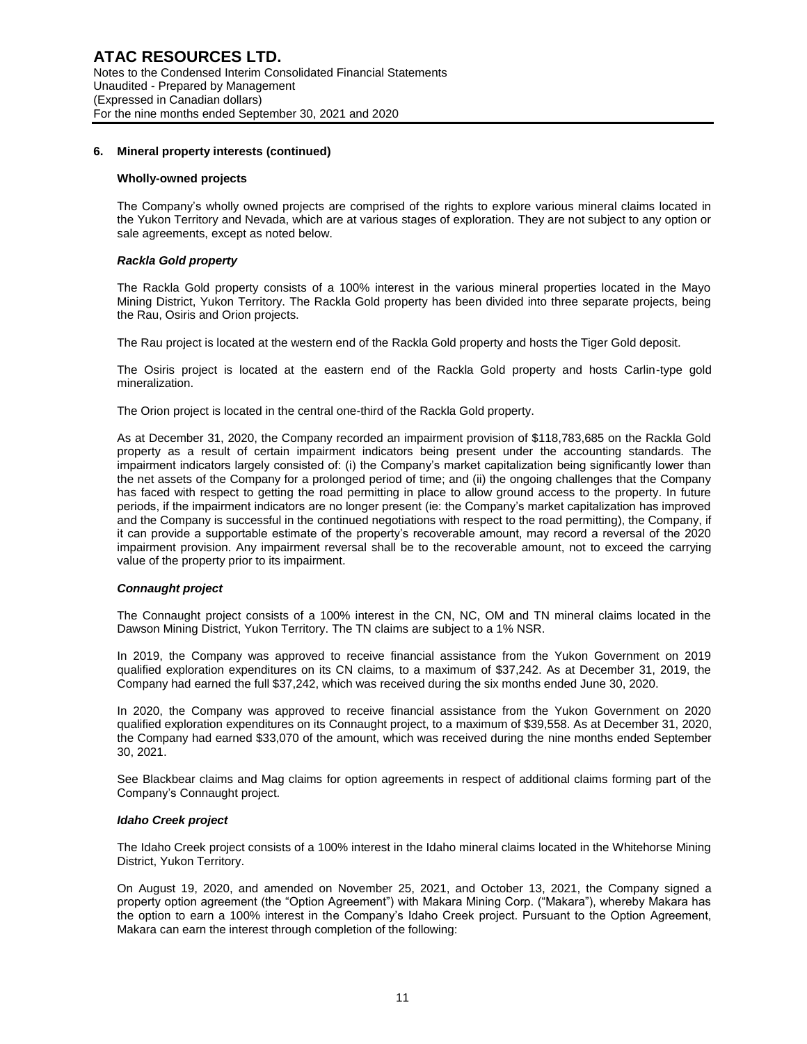## 6. Mineral property interests (continued)

### Wholly-owned projects

The Company's wholly owned projects are comprised of the rights to explore various mineral claims located in the Yukon Territory and Nevada, which are at various stages of exploration. They are not subject to any option or sale agreements, except as noted below.

#### *Rackla Gold property*

The Rackla Gold property consists of a 100% interest in the various mineral properties located in the Mayo Mining District, Yukon Territory. The Rackla Gold property has been divided into three separate projects, being the Rau, Osiris and Orion projects.

The Rau project is located at the western end of the Rackla Gold property and hosts the Tiger Gold deposit.

The Osiris project is located at the eastern end of the Rackla Gold property and hosts Carlin-type gold mineralization.

The Orion project is located in the central one-third of the Rackla Gold property.

As at December 31, 2020, the Company recorded an impairment provision of $118,783,685 on the Rackla Gold property as a result of certain impairment indicators being present under the accounting standards. The impairment indicators largely consisted of: (i) the Company's market capitalization being significantly lower than the net assets of the Company for a prolonged period of time; and (ii) the ongoing challenges that the Company has faced with respect to getting the road permitting in place to allow ground access to the property. In future periods, if the impairment indicators are no longer present (ie: the Company's market capitalization has improved and the Company is successful in the continued negotiations with respect to the road permitting), the Company, if it can provide a supportable estimate of the property's recoverable amount, may record a reversal of the 2020 impairment provision. Any impairment reversal shall be to the recoverable amount, not to exceed the carrying value of the property prior to its impairment.

#### *Connaught project*

The Connaught project consists of a 100% interest in the CN, NC, OM and TN mineral claims located in the Dawson Mining District, Yukon Territory. The TN claims are subject to a 1% NSR.

In 2019, the Company was approved to receive financial assistance from the Yukon Government on 2019 qualified exploration expenditures on its CN claims, to a maximum of $37,242. As at December 31, 2019, the Company had earned the full $37,242, which was received during the six months ended June 30, 2020.

In 2020, the Company was approved to receive financial assistance from the Yukon Government on 2020 qualified exploration expenditures on its Connaught project, to a maximum of $39,558. As at December 31, 2020, the Company had earned $33,070 of the amount, which was received during the nine months ended September 30, 2021.

See Blackbear claims and Mag claims for option agreements in respect of additional claims forming part of the Company's Connaught project.

#### *Idaho Creek project*

The Idaho Creek project consists of a 100% interest in the Idaho mineral claims located in the Whitehorse Mining District, Yukon Territory.

On August 19, 2020, and amended on November 25, 2021, and October 13, 2021, the Company signed a property option agreement (the "Option Agreement") with Makara Mining Corp. ("Makara"), whereby Makara has the option to earn a 100% interest in the Company's Idaho Creek project. Pursuant to the Option Agreement, Makara can earn the interest through completion of the following: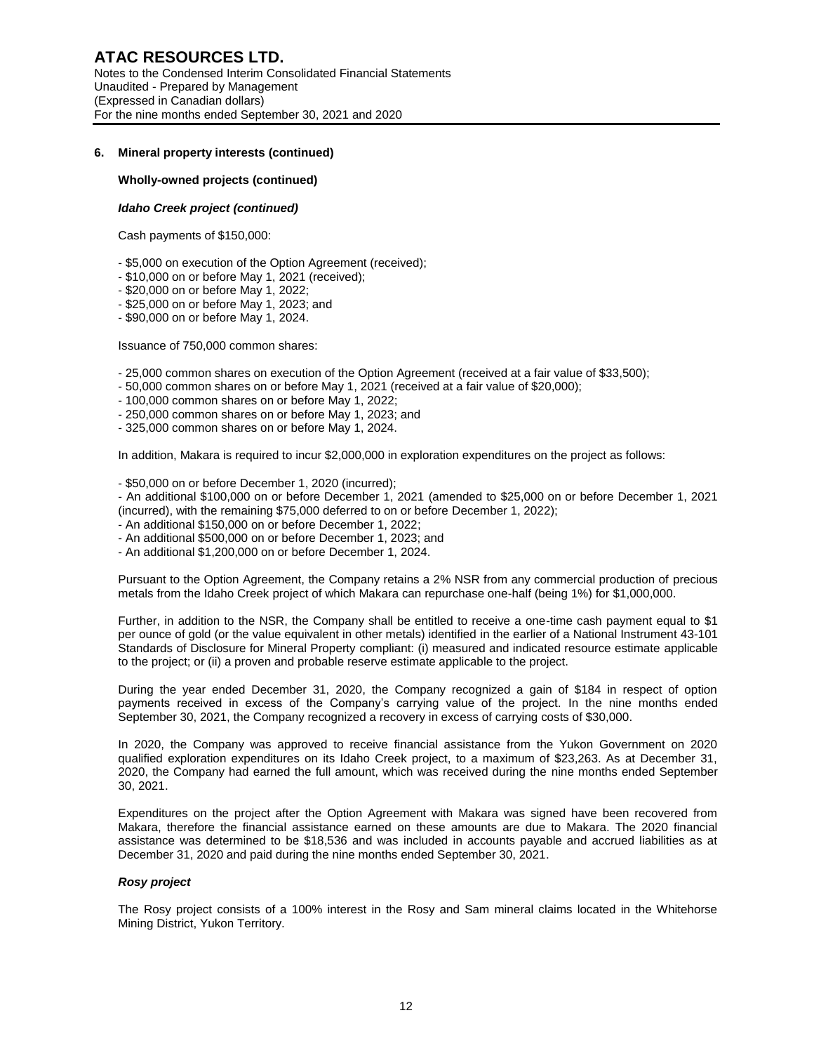## 6. Mineral property interests (continued)

**Wholly-owned projects (continued)**

***Idaho Creek project (continued)***

Cash payments of $150,000:

- $5,000 on execution of the Option Agreement (received);
- $10,000 on or before May 1, 2021 (received);
- $20,000 on or before May 1, 2022;
- $25,000 on or before May 1, 2023; and
- $90,000 on or before May 1, 2024.

Issuance of 750,000 common shares:

- 25,000 common shares on execution of the Option Agreement (received at a fair value of $33,500);
- 50,000 common shares on or before May 1, 2021 (received at a fair value of $20,000);
- 100,000 common shares on or before May 1, 2022;
- 250,000 common shares on or before May 1, 2023; and
- 325,000 common shares on or before May 1, 2024.

In addition, Makara is required to incur $2,000,000 in exploration expenditures on the project as follows:

- $50,000 on or before December 1, 2020 (incurred);
- An additional $100,000 on or before December 1, 2021 (amended to $25,000 on or before December 1, 2021 (incurred), with the remaining $75,000 deferred to on or before December 1, 2022);
- An additional $150,000 on or before December 1, 2022;
- An additional $500,000 on or before December 1, 2023; and
- An additional $1,200,000 on or before December 1, 2024.

Pursuant to the Option Agreement, the Company retains a 2% NSR from any commercial production of precious metals from the Idaho Creek project of which Makara can repurchase one-half (being 1%) for $1,000,000.

Further, in addition to the NSR, the Company shall be entitled to receive a one-time cash payment equal to $1 per ounce of gold (or the value equivalent in other metals) identified in the earlier of a National Instrument 43-101 Standards of Disclosure for Mineral Property compliant: (i) measured and indicated resource estimate applicable to the project; or (ii) a proven and probable reserve estimate applicable to the project.

During the year ended December 31, 2020, the Company recognized a gain of $184 in respect of option payments received in excess of the Company's carrying value of the project. In the nine months ended September 30, 2021, the Company recognized a recovery in excess of carrying costs of $30,000.

In 2020, the Company was approved to receive financial assistance from the Yukon Government on 2020 qualified exploration expenditures on its Idaho Creek project, to a maximum of $23,263. As at December 31, 2020, the Company had earned the full amount, which was received during the nine months ended September 30, 2021.

Expenditures on the project after the Option Agreement with Makara was signed have been recovered from Makara, therefore the financial assistance earned on these amounts are due to Makara. The 2020 financial assistance was determined to be $18,536 and was included in accounts payable and accrued liabilities as at December 31, 2020 and paid during the nine months ended September 30, 2021.

***Rosy project***

The Rosy project consists of a 100% interest in the Rosy and Sam mineral claims located in the Whitehorse Mining District, Yukon Territory.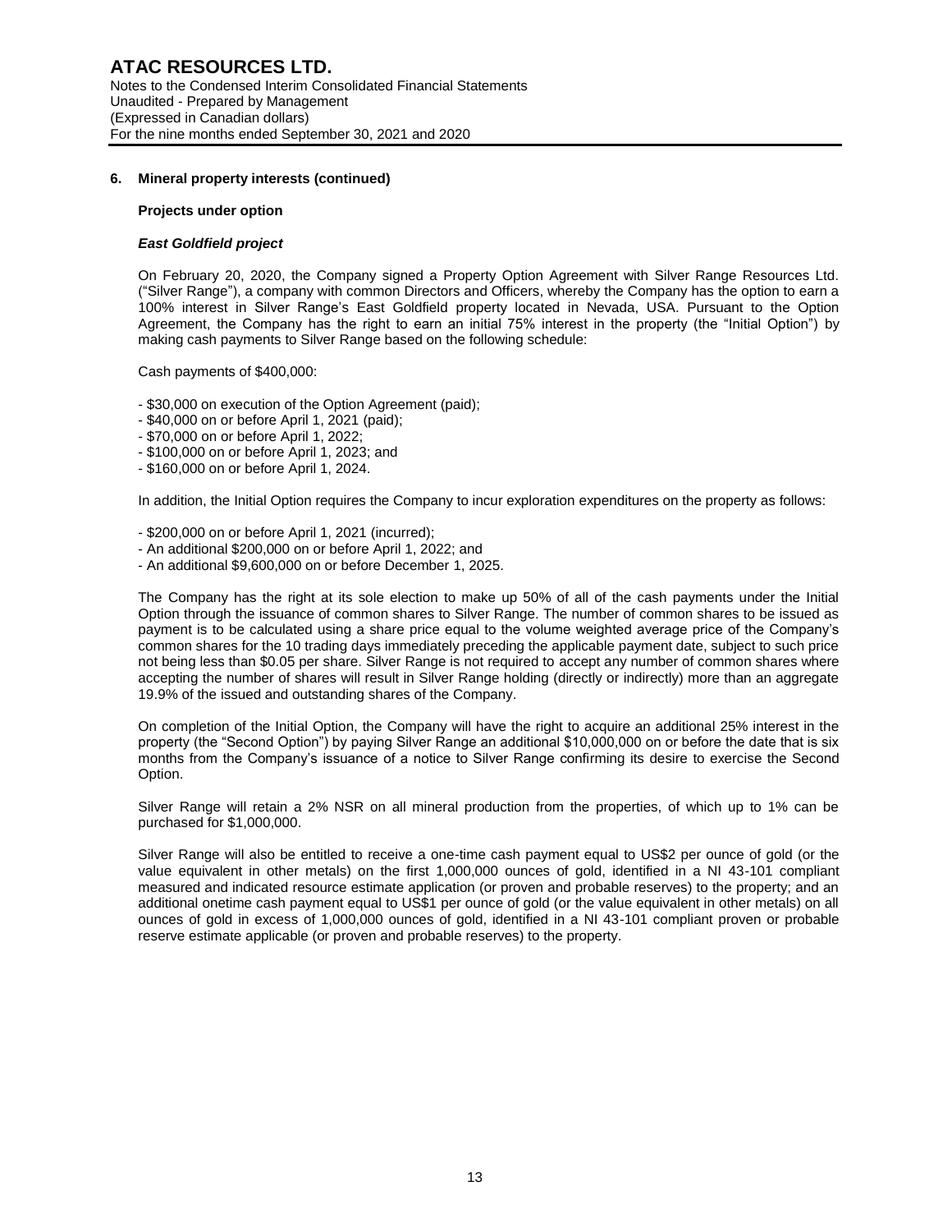## 6. Mineral property interests (continued)

**Projects under option**

***East Goldfield project***

On February 20, 2020, the Company signed a Property Option Agreement with Silver Range Resources Ltd. ("Silver Range"), a company with common Directors and Officers, whereby the Company has the option to earn a 100% interest in Silver Range's East Goldfield property located in Nevada, USA. Pursuant to the Option Agreement, the Company has the right to earn an initial 75% interest in the property (the "Initial Option") by making cash payments to Silver Range based on the following schedule:

Cash payments of $400,000:

- $30,000 on execution of the Option Agreement (paid);
- $40,000 on or before April 1, 2021 (paid);
- $70,000 on or before April 1, 2022;
- $100,000 on or before April 1, 2023; and
- $160,000 on or before April 1, 2024.

In addition, the Initial Option requires the Company to incur exploration expenditures on the property as follows:

- $200,000 on or before April 1, 2021 (incurred);
- An additional $200,000 on or before April 1, 2022; and
- An additional $9,600,000 on or before December 1, 2025.

The Company has the right at its sole election to make up 50% of all of the cash payments under the Initial Option through the issuance of common shares to Silver Range. The number of common shares to be issued as payment is to be calculated using a share price equal to the volume weighted average price of the Company's common shares for the 10 trading days immediately preceding the applicable payment date, subject to such price not being less than $0.05 per share. Silver Range is not required to accept any number of common shares where accepting the number of shares will result in Silver Range holding (directly or indirectly) more than an aggregate 19.9% of the issued and outstanding shares of the Company.

On completion of the Initial Option, the Company will have the right to acquire an additional 25% interest in the property (the "Second Option") by paying Silver Range an additional $10,000,000 on or before the date that is six months from the Company's issuance of a notice to Silver Range confirming its desire to exercise the Second Option.

Silver Range will retain a 2% NSR on all mineral production from the properties, of which up to 1% can be purchased for $1,000,000.

Silver Range will also be entitled to receive a one-time cash payment equal to US$2 per ounce of gold (or the value equivalent in other metals) on the first 1,000,000 ounces of gold, identified in a NI 43-101 compliant measured and indicated resource estimate application (or proven and probable reserves) to the property; and an additional onetime cash payment equal to US$1 per ounce of gold (or the value equivalent in other metals) on all ounces of gold in excess of 1,000,000 ounces of gold, identified in a NI 43-101 compliant proven or probable reserve estimate applicable (or proven and probable reserves) to the property.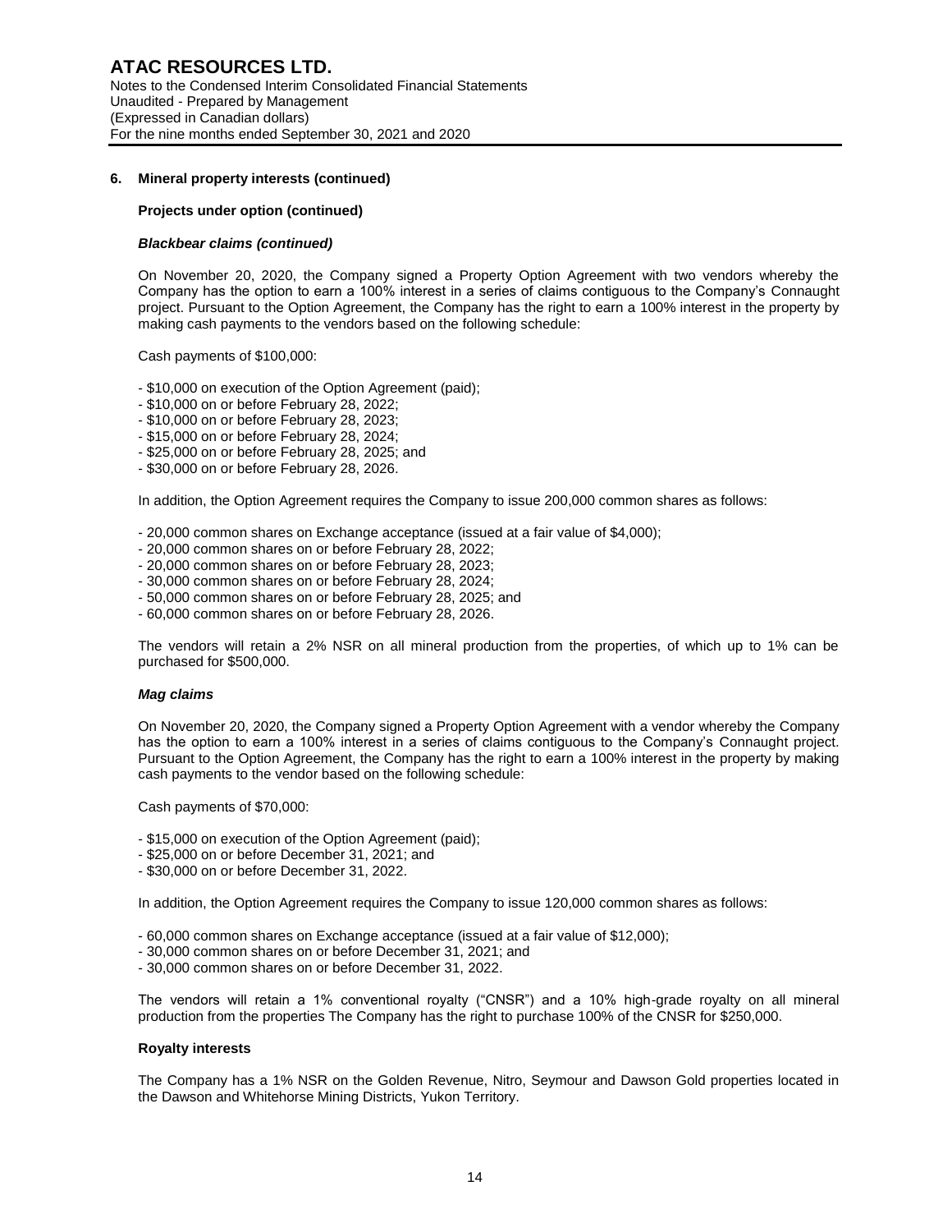### 6. Mineral property interests (continued)

#### Projects under option (continued)

***Blackbear claims (continued)***

On November 20, 2020, the Company signed a Property Option Agreement with two vendors whereby the Company has the option to earn a 100% interest in a series of claims contiguous to the Company's Connaught project. Pursuant to the Option Agreement, the Company has the right to earn a 100% interest in the property by making cash payments to the vendors based on the following schedule:

Cash payments of $100,000:

- $10,000 on execution of the Option Agreement (paid);
- $10,000 on or before February 28, 2022;
- $10,000 on or before February 28, 2023;
- $15,000 on or before February 28, 2024;
- $25,000 on or before February 28, 2025; and
- $30,000 on or before February 28, 2026.

In addition, the Option Agreement requires the Company to issue 200,000 common shares as follows:

- 20,000 common shares on Exchange acceptance (issued at a fair value of $4,000);
- 20,000 common shares on or before February 28, 2022;
- 20,000 common shares on or before February 28, 2023;
- 30,000 common shares on or before February 28, 2024;
- 50,000 common shares on or before February 28, 2025; and
- 60,000 common shares on or before February 28, 2026.

The vendors will retain a 2% NSR on all mineral production from the properties, of which up to 1% can be purchased for $500,000.

***Mag claims***

On November 20, 2020, the Company signed a Property Option Agreement with a vendor whereby the Company has the option to earn a 100% interest in a series of claims contiguous to the Company's Connaught project. Pursuant to the Option Agreement, the Company has the right to earn a 100% interest in the property by making cash payments to the vendor based on the following schedule:

Cash payments of $70,000:

- $15,000 on execution of the Option Agreement (paid);
- $25,000 on or before December 31, 2021; and
- $30,000 on or before December 31, 2022.

In addition, the Option Agreement requires the Company to issue 120,000 common shares as follows:

- 60,000 common shares on Exchange acceptance (issued at a fair value of $12,000);
- 30,000 common shares on or before December 31, 2021; and
- 30,000 common shares on or before December 31, 2022.

The vendors will retain a 1% conventional royalty ("CNSR") and a 10% high-grade royalty on all mineral production from the properties The Company has the right to purchase 100% of the CNSR for $250,000.

#### Royalty interests

The Company has a 1% NSR on the Golden Revenue, Nitro, Seymour and Dawson Gold properties located in the Dawson and Whitehorse Mining Districts, Yukon Territory.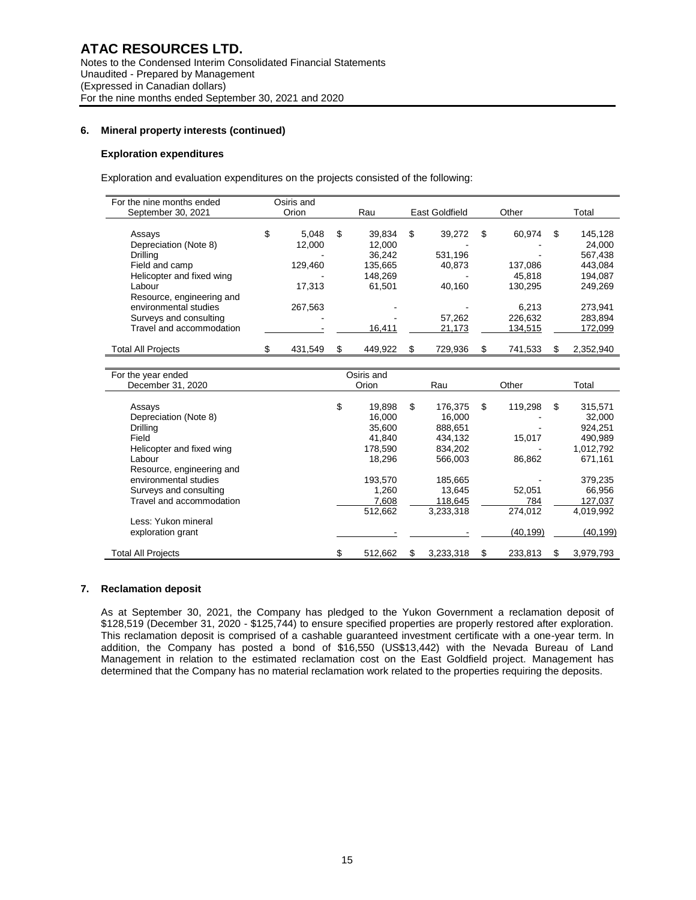### 6. Mineral property interests (continued)

#### Exploration expenditures

Exploration and evaluation expenditures on the projects consisted of the following:

| For the nine months ended September 30, 2021 | Osiris and Orion | Rau | East Goldfield | Other | Total |
|---|---|---|---|---|---|
| Assays | $ 5,048 | $ 39,834 | $ 39,272 | $ 60,974 | $ 145,128 |
| Depreciation (Note 8) | 12,000 | 12,000 | - | - | 24,000 |
| Drilling | - | 36,242 | 531,196 | - | 567,438 |
| Field and camp | 129,460 | 135,665 | 40,873 | 137,086 | 443,084 |
| Helicopter and fixed wing | - | 148,269 | - | 45,818 | 194,087 |
| Labour | 17,313 | 61,501 | 40,160 | 130,295 | 249,269 |
| Resource, engineering and environmental studies | 267,563 | - | - | 6,213 | 273,941 |
| Surveys and consulting | - | - | 57,262 | 226,632 | 283,894 |
| Travel and accommodation | - | 16,411 | 21,173 | 134,515 | 172,099 |
| Total All Projects | $ 431,549 | $ 449,922 | $ 729,936 | $ 741,533 | $ 2,352,940 |

| For the year ended December 31, 2020 | Osiris and Orion | Rau | Other | Total |
|---|---|---|---|---|
| Assays | $ 19,898 | $ 176,375 | $ 119,298 | $ 315,571 |
| Depreciation (Note 8) | 16,000 | 16,000 | - | 32,000 |
| Drilling | 35,600 | 888,651 | - | 924,251 |
| Field | 41,840 | 434,132 | 15,017 | 490,989 |
| Helicopter and fixed wing | 178,590 | 834,202 | - | 1,012,792 |
| Labour | 18,296 | 566,003 | 86,862 | 671,161 |
| Resource, engineering and environmental studies | 193,570 | 185,665 | - | 379,235 |
| Surveys and consulting | 1,260 | 13,645 | 52,051 | 66,956 |
| Travel and accommodation | 7,608 | 118,645 | 784 | 127,037 |
| | 512,662 | 3,233,318 | 274,012 | 4,019,992 |
| Less: Yukon mineral exploration grant | - | - | (40,199) | (40,199) |
| Total All Projects | $ 512,662 | $ 3,233,318 | $ 233,813 | $ 3,979,793 |

### 7. Reclamation deposit

As at September 30, 2021, the Company has pledged to the Yukon Government a reclamation deposit of $128,519 (December 31, 2020 - $125,744) to ensure specified properties are properly restored after exploration. This reclamation deposit is comprised of a cashable guaranteed investment certificate with a one-year term. In addition, the Company has posted a bond of $16,550 (US$13,442) with the Nevada Bureau of Land Management in relation to the estimated reclamation cost on the East Goldfield project. Management has determined that the Company has no material reclamation work related to the properties requiring the deposits.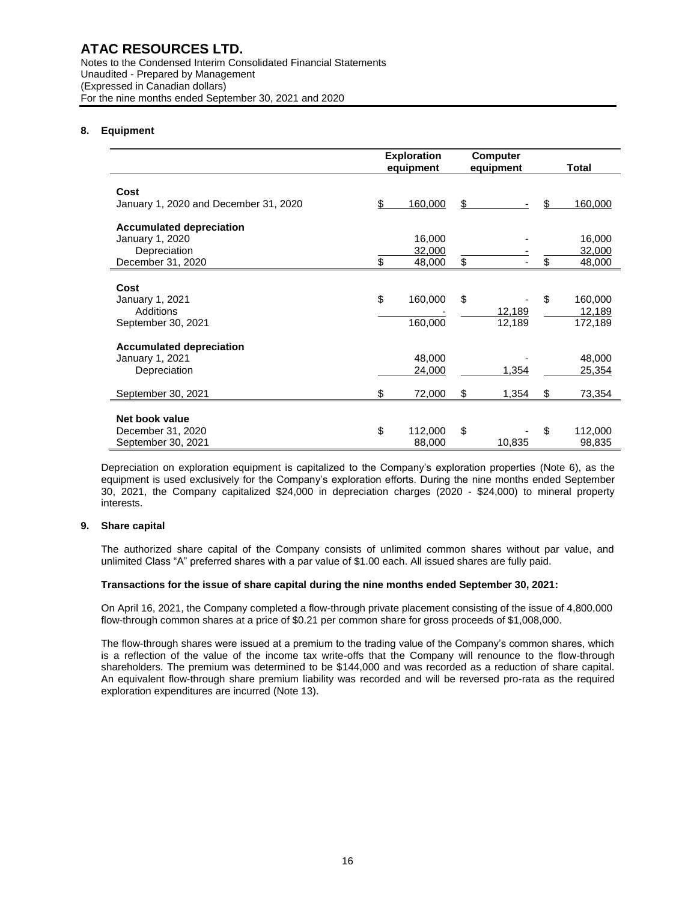## 8. Equipment

| | Exploration equipment | Computer equipment | Total |
|---|---|---|---|
| **Cost** | | | |
| January 1, 2020 and December 31, 2020 | $ 160,000 | $ - | $ 160,000 |
| **Accumulated depreciation** | | | |
| January 1, 2020 | 16,000 | - | 16,000 |
| Depreciation | 32,000 | - | 32,000 |
| December 31, 2020 | $ 48,000 | $ - | $ 48,000 |
| **Cost** | | | |
| January 1, 2021 | $ 160,000 | $ - | $ 160,000 |
| Additions | - | 12,189 | 12,189 |
| September 30, 2021 | 160,000 | 12,189 | 172,189 |
| **Accumulated depreciation** | | | |
| January 1, 2021 | 48,000 | - | 48,000 |
| Depreciation | 24,000 | 1,354 | 25,354 |
| September 30, 2021 | $ 72,000 | $ 1,354 | $ 73,354 |
| **Net book value** | | | |
| December 31, 2020 | $ 112,000 | $ - | $ 112,000 |
| September 30, 2021 | 88,000 | 10,835 | 98,835 |

Depreciation on exploration equipment is capitalized to the Company's exploration properties (Note 6), as the equipment is used exclusively for the Company's exploration efforts. During the nine months ended September 30, 2021, the Company capitalized $24,000 in depreciation charges (2020 - $24,000) to mineral property interests.

## 9. Share capital

The authorized share capital of the Company consists of unlimited common shares without par value, and unlimited Class "A" preferred shares with a par value of $1.00 each. All issued shares are fully paid.

**Transactions for the issue of share capital during the nine months ended September 30, 2021:**

On April 16, 2021, the Company completed a flow-through private placement consisting of the issue of 4,800,000 flow-through common shares at a price of $0.21 per common share for gross proceeds of $1,008,000.

The flow-through shares were issued at a premium to the trading value of the Company's common shares, which is a reflection of the value of the income tax write-offs that the Company will renounce to the flow-through shareholders. The premium was determined to be $144,000 and was recorded as a reduction of share capital. An equivalent flow-through share premium liability was recorded and will be reversed pro-rata as the required exploration expenditures are incurred (Note 13).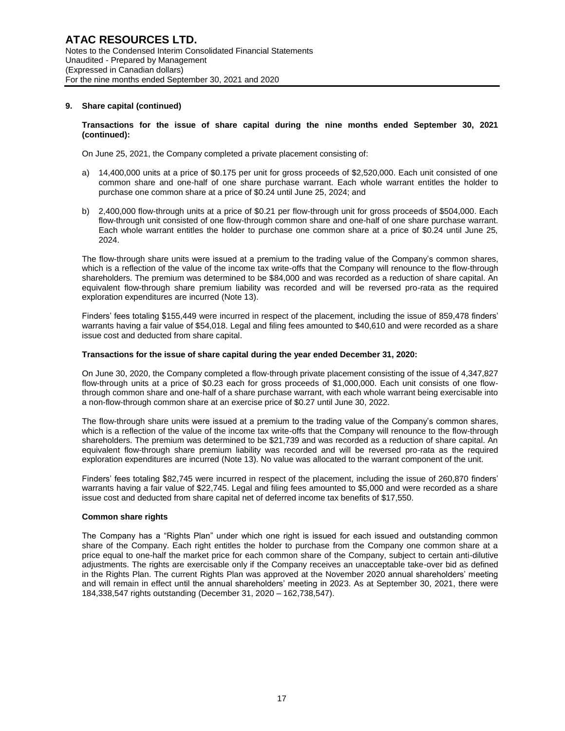## 9. Share capital (continued)

**Transactions for the issue of share capital during the nine months ended September 30, 2021 (continued):**

On June 25, 2021, the Company completed a private placement consisting of:

a) 14,400,000 units at a price of $0.175 per unit for gross proceeds of $2,520,000. Each unit consisted of one common share and one-half of one share purchase warrant. Each whole warrant entitles the holder to purchase one common share at a price of $0.24 until June 25, 2024; and

b) 2,400,000 flow-through units at a price of $0.21 per flow-through unit for gross proceeds of $504,000. Each flow-through unit consisted of one flow-through common share and one-half of one share purchase warrant. Each whole warrant entitles the holder to purchase one common share at a price of $0.24 until June 25, 2024.

The flow-through share units were issued at a premium to the trading value of the Company's common shares, which is a reflection of the value of the income tax write-offs that the Company will renounce to the flow-through shareholders. The premium was determined to be $84,000 and was recorded as a reduction of share capital. An equivalent flow-through share premium liability was recorded and will be reversed pro-rata as the required exploration expenditures are incurred (Note 13).

Finders' fees totaling $155,449 were incurred in respect of the placement, including the issue of 859,478 finders' warrants having a fair value of $54,018. Legal and filing fees amounted to $40,610 and were recorded as a share issue cost and deducted from share capital.

**Transactions for the issue of share capital during the year ended December 31, 2020:**

On June 30, 2020, the Company completed a flow-through private placement consisting of the issue of 4,347,827 flow-through units at a price of $0.23 each for gross proceeds of $1,000,000. Each unit consists of one flow-through common share and one-half of a share purchase warrant, with each whole warrant being exercisable into a non-flow-through common share at an exercise price of $0.27 until June 30, 2022.

The flow-through share units were issued at a premium to the trading value of the Company's common shares, which is a reflection of the value of the income tax write-offs that the Company will renounce to the flow-through shareholders. The premium was determined to be $21,739 and was recorded as a reduction of share capital. An equivalent flow-through share premium liability was recorded and will be reversed pro-rata as the required exploration expenditures are incurred (Note 13). No value was allocated to the warrant component of the unit.

Finders' fees totaling $82,745 were incurred in respect of the placement, including the issue of 260,870 finders' warrants having a fair value of $22,745. Legal and filing fees amounted to $5,000 and were recorded as a share issue cost and deducted from share capital net of deferred income tax benefits of $17,550.

**Common share rights**

The Company has a "Rights Plan" under which one right is issued for each issued and outstanding common share of the Company. Each right entitles the holder to purchase from the Company one common share at a price equal to one-half the market price for each common share of the Company, subject to certain anti-dilutive adjustments. The rights are exercisable only if the Company receives an unacceptable take-over bid as defined in the Rights Plan. The current Rights Plan was approved at the November 2020 annual shareholders' meeting and will remain in effect until the annual shareholders' meeting in 2023. As at September 30, 2021, there were 184,338,547 rights outstanding (December 31, 2020 – 162,738,547).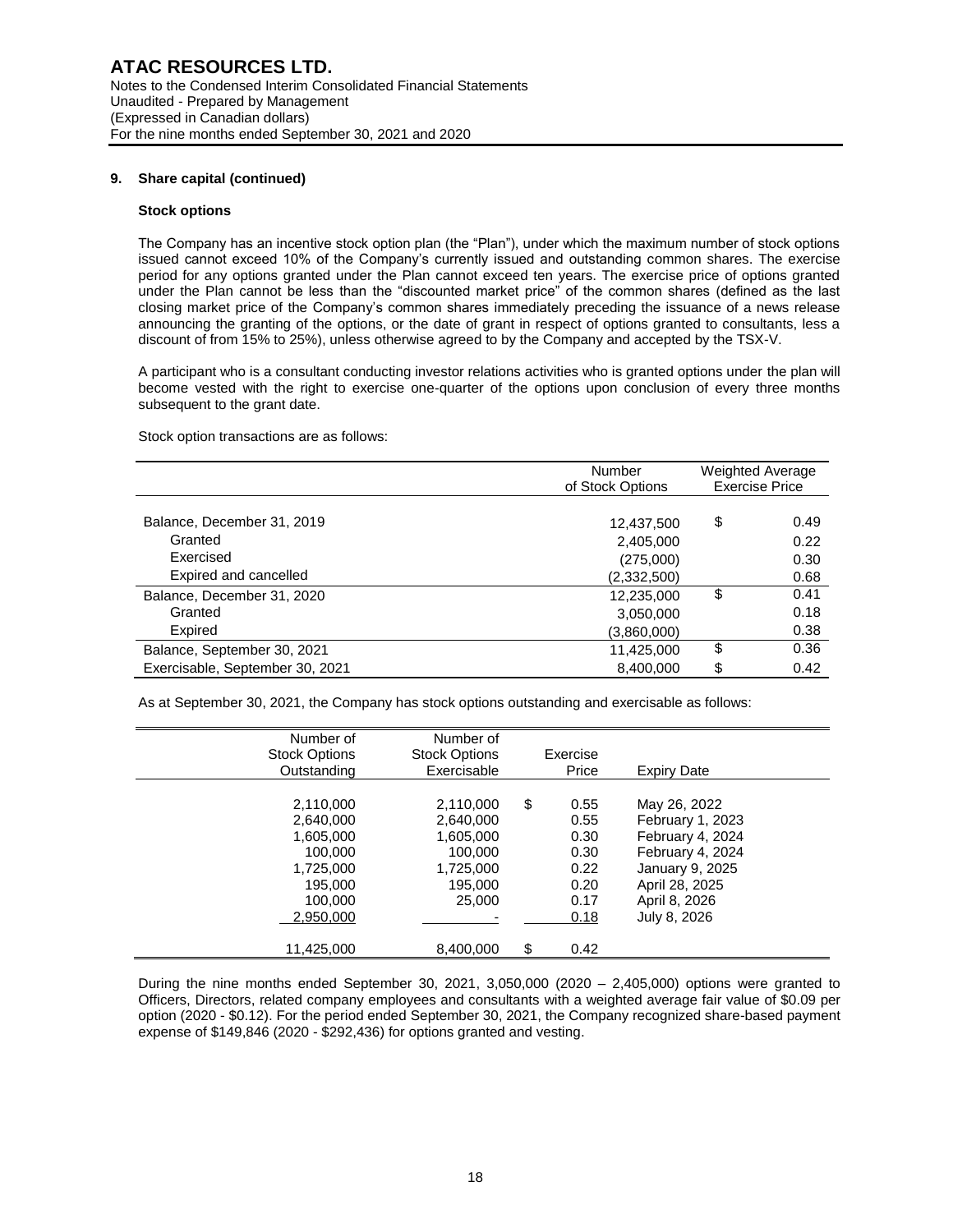### 9. Share capital (continued)

#### Stock options

The Company has an incentive stock option plan (the "Plan"), under which the maximum number of stock options issued cannot exceed 10% of the Company's currently issued and outstanding common shares. The exercise period for any options granted under the Plan cannot exceed ten years. The exercise price of options granted under the Plan cannot be less than the "discounted market price" of the common shares (defined as the last closing market price of the Company's common shares immediately preceding the issuance of a news release announcing the granting of the options, or the date of grant in respect of options granted to consultants, less a discount of from 15% to 25%), unless otherwise agreed to by the Company and accepted by the TSX-V.

A participant who is a consultant conducting investor relations activities who is granted options under the plan will become vested with the right to exercise one-quarter of the options upon conclusion of every three months subsequent to the grant date.

Stock option transactions are as follows:

| | Number of Stock Options | Weighted Average Exercise Price |
|---|---|---|
| Balance, December 31, 2019 | 12,437,500 | $ 0.49 |
| Granted | 2,405,000 | 0.22 |
| Exercised | (275,000) | 0.30 |
| Expired and cancelled | (2,332,500) | 0.68 |
| Balance, December 31, 2020 | 12,235,000 | $ 0.41 |
| Granted | 3,050,000 | 0.18 |
| Expired | (3,860,000) | 0.38 |
| Balance, September 30, 2021 | 11,425,000 | $ 0.36 |
| Exercisable, September 30, 2021 | 8,400,000 | $ 0.42 |

As at September 30, 2021, the Company has stock options outstanding and exercisable as follows:

| Number of Stock Options Outstanding | Number of Stock Options Exercisable | Exercise Price | Expiry Date |
|---|---|---|---|
| 2,110,000 | 2,110,000 | $ 0.55 | May 26, 2022 |
| 2,640,000 | 2,640,000 | 0.55 | February 1, 2023 |
| 1,605,000 | 1,605,000 | 0.30 | February 4, 2024 |
| 100,000 | 100,000 | 0.30 | February 4, 2024 |
| 1,725,000 | 1,725,000 | 0.22 | January 9, 2025 |
| 195,000 | 195,000 | 0.20 | April 28, 2025 |
| 100,000 | 25,000 | 0.17 | April 8, 2026 |
| 2,950,000 | - | 0.18 | July 8, 2026 |
| 11,425,000 | 8,400,000 | $ 0.42 | |

During the nine months ended September 30, 2021, 3,050,000 (2020 – 2,405,000) options were granted to Officers, Directors, related company employees and consultants with a weighted average fair value of $0.09 per option (2020 - $0.12). For the period ended September 30, 2021, the Company recognized share-based payment expense of $149,846 (2020 - $292,436) for options granted and vesting.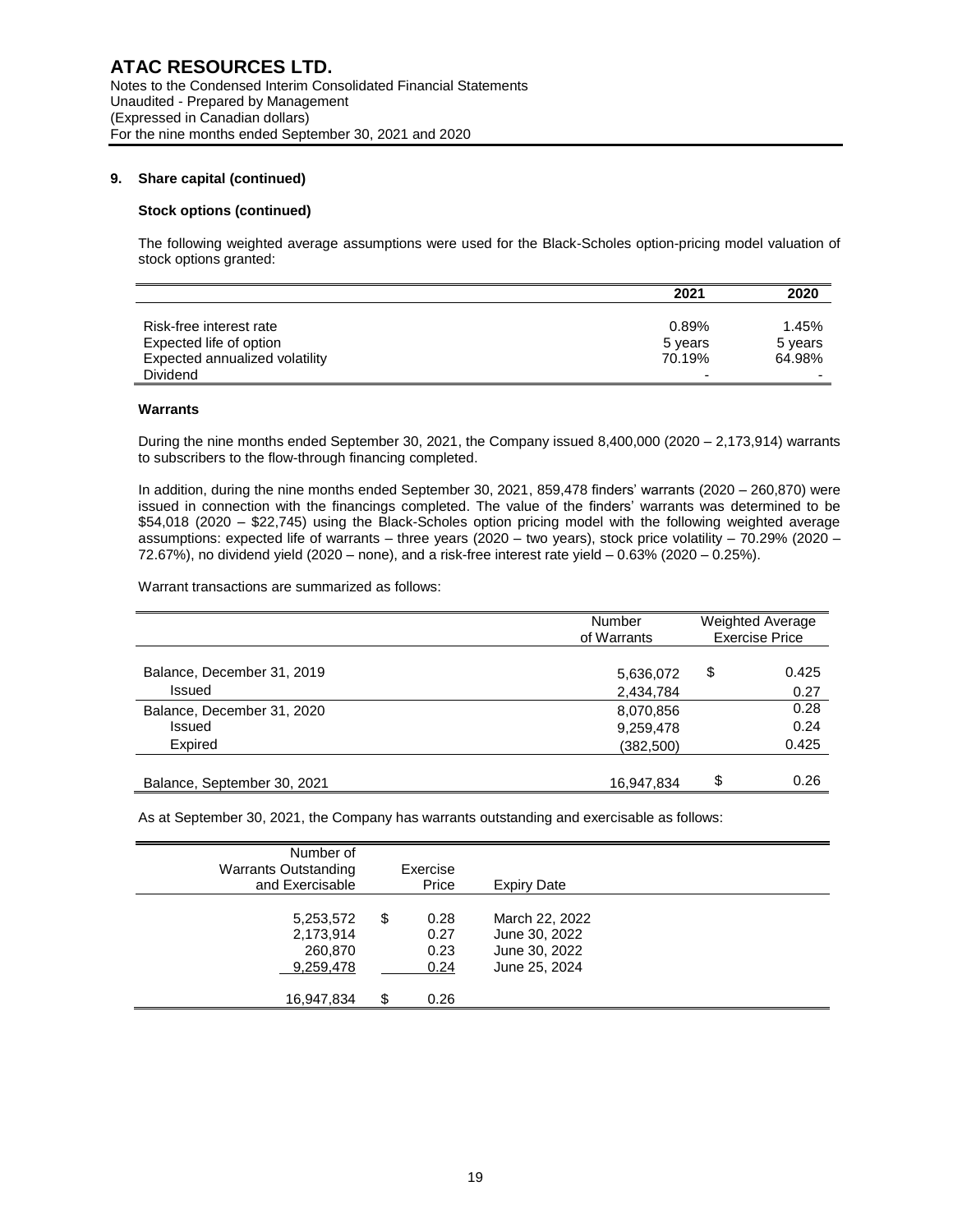### 9. Share capital (continued)

#### Stock options (continued)

The following weighted average assumptions were used for the Black-Scholes option-pricing model valuation of stock options granted:

| | 2021 | 2020 |
|---|---|---|
| Risk-free interest rate | 0.89% | 1.45% |
| Expected life of option | 5 years | 5 years |
| Expected annualized volatility | 70.19% | 64.98% |
| Dividend | - | - |

#### Warrants

During the nine months ended September 30, 2021, the Company issued 8,400,000 (2020 – 2,173,914) warrants to subscribers to the flow-through financing completed.

In addition, during the nine months ended September 30, 2021, 859,478 finders' warrants (2020 – 260,870) were issued in connection with the financings completed. The value of the finders' warrants was determined to be $54,018 (2020 – $22,745) using the Black-Scholes option pricing model with the following weighted average assumptions: expected life of warrants – three years (2020 – two years), stock price volatility – 70.29% (2020 – 72.67%), no dividend yield (2020 – none), and a risk-free interest rate yield – 0.63% (2020 – 0.25%).

Warrant transactions are summarized as follows:

| | Number of Warrants | Weighted Average Exercise Price |
|---|---|---|
| Balance, December 31, 2019 | 5,636,072 | $ 0.425 |
| Issued | 2,434,784 | 0.27 |
| Balance, December 31, 2020 | 8,070,856 | 0.28 |
| Issued | 9,259,478 | 0.24 |
| Expired | (382,500) | 0.425 |
| Balance, September 30, 2021 | 16,947,834 | $ 0.26 |

As at September 30, 2021, the Company has warrants outstanding and exercisable as follows:

| Number of Warrants Outstanding and Exercisable | Exercise Price | Expiry Date |
|---|---|---|
| 5,253,572 | $ 0.28 | March 22, 2022 |
| 2,173,914 | 0.27 | June 30, 2022 |
| 260,870 | 0.23 | June 30, 2022 |
| 9,259,478 | 0.24 | June 25, 2024 |
| 16,947,834 | $ 0.26 | |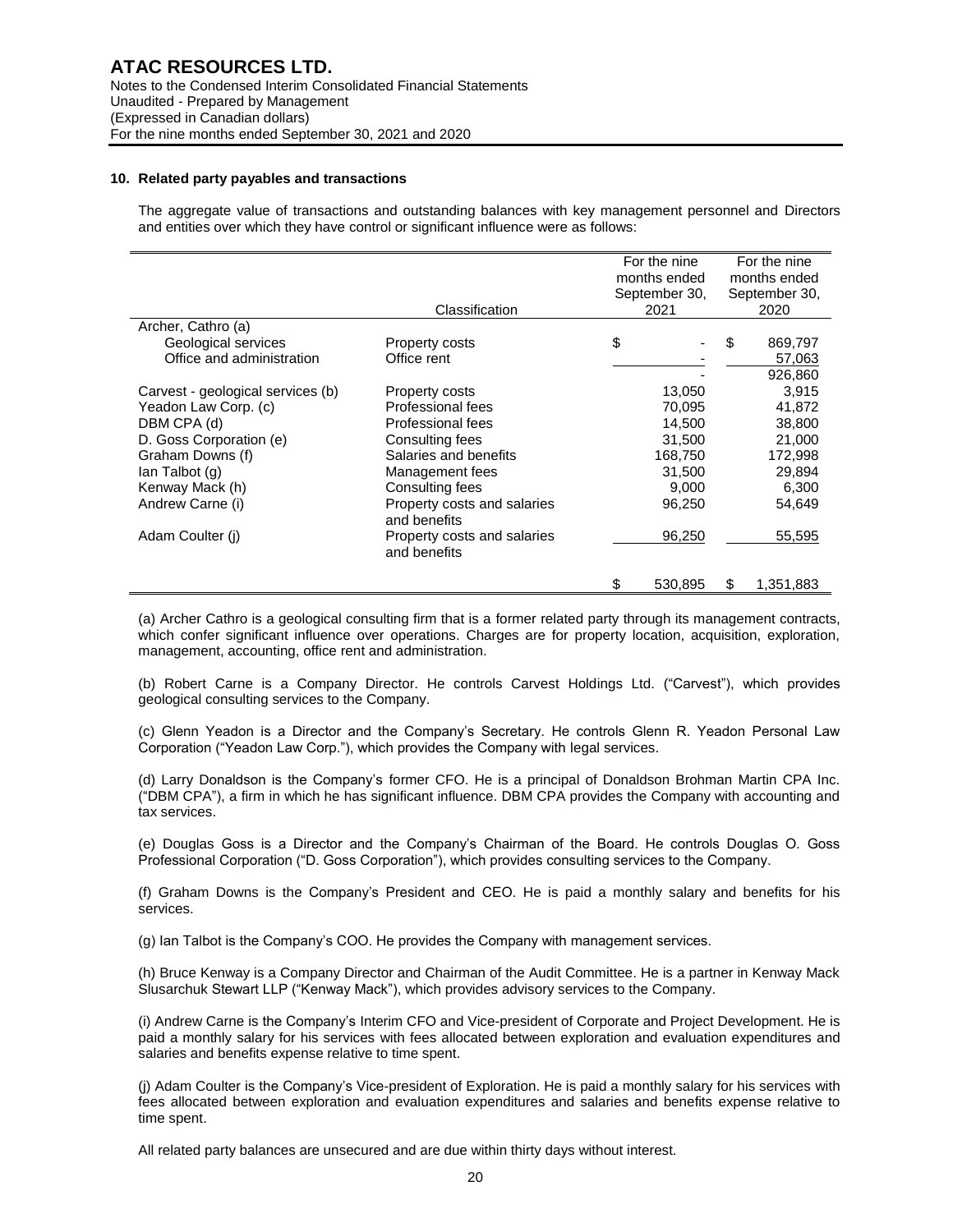## 10. Related party payables and transactions

The aggregate value of transactions and outstanding balances with key management personnel and Directors and entities over which they have control or significant influence were as follows:

| | Classification | For the nine months ended September 30, 2021 | For the nine months ended September 30, 2020 |
|---|---|---|---|
| Archer, Cathro (a) | | | |
| Geological services | Property costs | $ - | $ 869,797 |
| Office and administration | Office rent | - | 57,063 |
| | | - | 926,860 |
| Carvest - geological services (b) | Property costs | 13,050 | 3,915 |
| Yeadon Law Corp. (c) | Professional fees | 70,095 | 41,872 |
| DBM CPA (d) | Professional fees | 14,500 | 38,800 |
| D. Goss Corporation (e) | Consulting fees | 31,500 | 21,000 |
| Graham Downs (f) | Salaries and benefits | 168,750 | 172,998 |
| Ian Talbot (g) | Management fees | 31,500 | 29,894 |
| Kenway Mack (h) | Consulting fees | 9,000 | 6,300 |
| Andrew Carne (i) | Property costs and salaries and benefits | 96,250 | 54,649 |
| Adam Coulter (j) | Property costs and salaries and benefits | 96,250 | 55,595 |
| | | $ 530,895 | $ 1,351,883 |

(a) Archer Cathro is a geological consulting firm that is a former related party through its management contracts, which confer significant influence over operations. Charges are for property location, acquisition, exploration, management, accounting, office rent and administration.

(b) Robert Carne is a Company Director. He controls Carvest Holdings Ltd. ("Carvest"), which provides geological consulting services to the Company.

(c) Glenn Yeadon is a Director and the Company's Secretary. He controls Glenn R. Yeadon Personal Law Corporation ("Yeadon Law Corp."), which provides the Company with legal services.

(d) Larry Donaldson is the Company's former CFO. He is a principal of Donaldson Brohman Martin CPA Inc. ("DBM CPA"), a firm in which he has significant influence. DBM CPA provides the Company with accounting and tax services.

(e) Douglas Goss is a Director and the Company's Chairman of the Board. He controls Douglas O. Goss Professional Corporation ("D. Goss Corporation"), which provides consulting services to the Company.

(f) Graham Downs is the Company's President and CEO. He is paid a monthly salary and benefits for his services.

(g) Ian Talbot is the Company's COO. He provides the Company with management services.

(h) Bruce Kenway is a Company Director and Chairman of the Audit Committee. He is a partner in Kenway Mack Slusarchuk Stewart LLP ("Kenway Mack"), which provides advisory services to the Company.

(i) Andrew Carne is the Company's Interim CFO and Vice-president of Corporate and Project Development. He is paid a monthly salary for his services with fees allocated between exploration and evaluation expenditures and salaries and benefits expense relative to time spent.

(j) Adam Coulter is the Company's Vice-president of Exploration. He is paid a monthly salary for his services with fees allocated between exploration and evaluation expenditures and salaries and benefits expense relative to time spent.

All related party balances are unsecured and are due within thirty days without interest.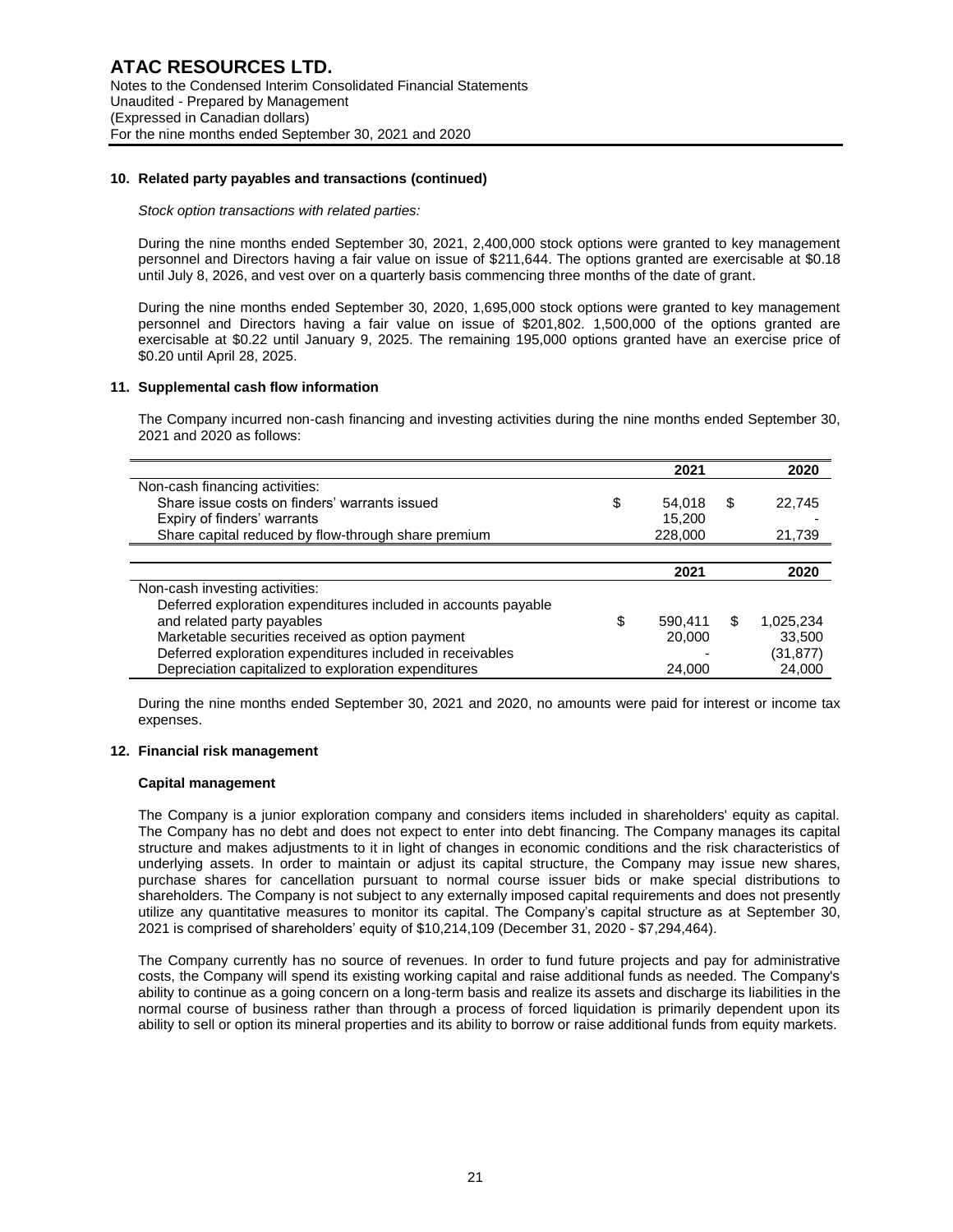### 10. Related party payables and transactions (continued)

*Stock option transactions with related parties:*

During the nine months ended September 30, 2021, 2,400,000 stock options were granted to key management personnel and Directors having a fair value on issue of $211,644. The options granted are exercisable at $0.18 until July 8, 2026, and vest over on a quarterly basis commencing three months of the date of grant.

During the nine months ended September 30, 2020, 1,695,000 stock options were granted to key management personnel and Directors having a fair value on issue of $201,802. 1,500,000 of the options granted are exercisable at $0.22 until January 9, 2025. The remaining 195,000 options granted have an exercise price of $0.20 until April 28, 2025.

### 11. Supplemental cash flow information

The Company incurred non-cash financing and investing activities during the nine months ended September 30, 2021 and 2020 as follows:

| | 2021 | 2020 |
|---|---|---|
| Non-cash financing activities: | | |
| Share issue costs on finders' warrants issued | $ 54,018 | $ 22,745 |
| Expiry of finders' warrants | 15,200 | - |
| Share capital reduced by flow-through share premium | 228,000 | 21,739 |

| | 2021 | 2020 |
|---|---|---|
| Non-cash investing activities: | | |
| Deferred exploration expenditures included in accounts payable and related party payables | $ 590,411 | $ 1,025,234 |
| Marketable securities received as option payment | 20,000 | 33,500 |
| Deferred exploration expenditures included in receivables | - | (31,877) |
| Depreciation capitalized to exploration expenditures | 24,000 | 24,000 |

During the nine months ended September 30, 2021 and 2020, no amounts were paid for interest or income tax expenses.

### 12. Financial risk management

**Capital management**

The Company is a junior exploration company and considers items included in shareholders' equity as capital. The Company has no debt and does not expect to enter into debt financing. The Company manages its capital structure and makes adjustments to it in light of changes in economic conditions and the risk characteristics of underlying assets. In order to maintain or adjust its capital structure, the Company may issue new shares, purchase shares for cancellation pursuant to normal course issuer bids or make special distributions to shareholders. The Company is not subject to any externally imposed capital requirements and does not presently utilize any quantitative measures to monitor its capital. The Company's capital structure as at September 30, 2021 is comprised of shareholders' equity of $10,214,109 (December 31, 2020 - $7,294,464).

The Company currently has no source of revenues. In order to fund future projects and pay for administrative costs, the Company will spend its existing working capital and raise additional funds as needed. The Company's ability to continue as a going concern on a long-term basis and realize its assets and discharge its liabilities in the normal course of business rather than through a process of forced liquidation is primarily dependent upon its ability to sell or option its mineral properties and its ability to borrow or raise additional funds from equity markets.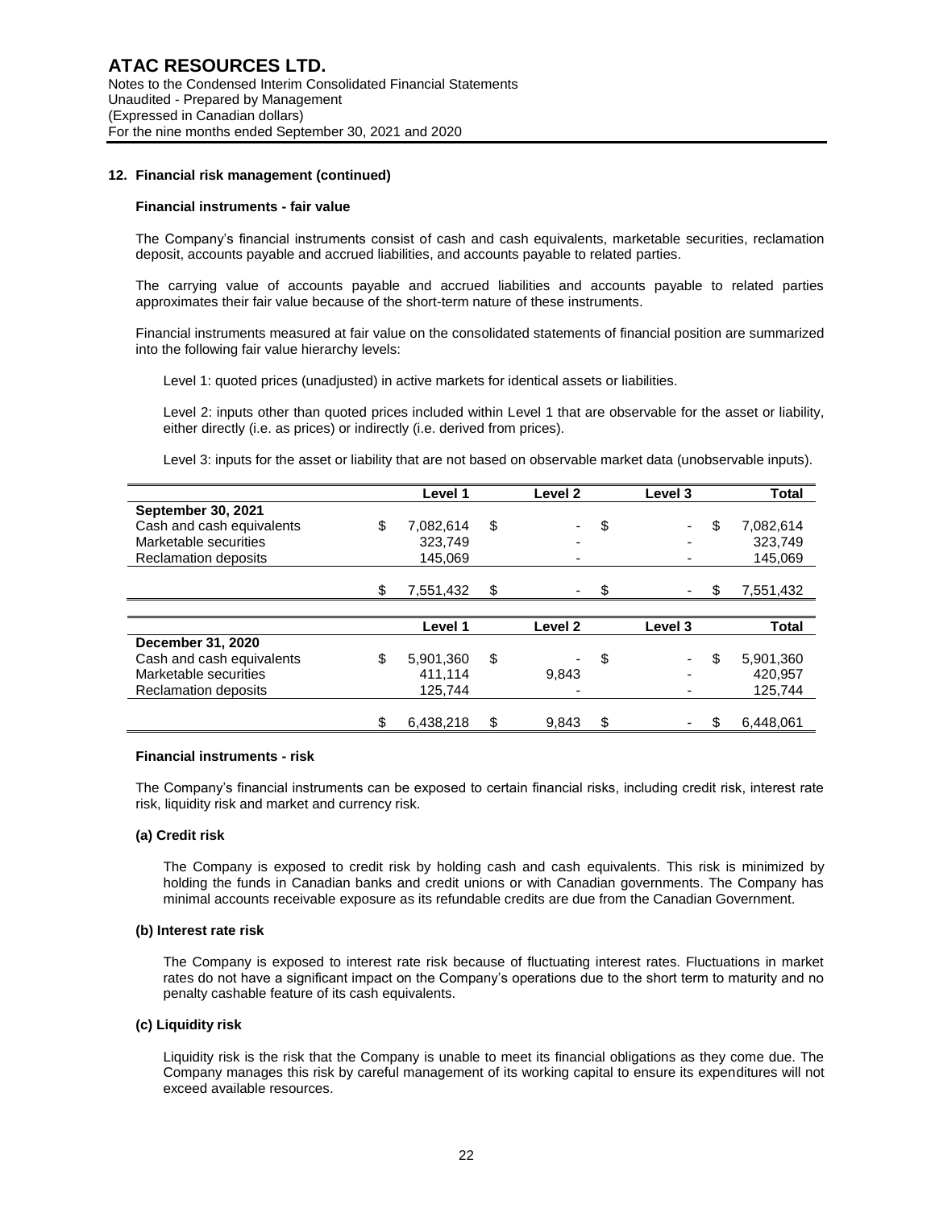## 12. Financial risk management (continued)

### Financial instruments - fair value

The Company's financial instruments consist of cash and cash equivalents, marketable securities, reclamation deposit, accounts payable and accrued liabilities, and accounts payable to related parties.

The carrying value of accounts payable and accrued liabilities and accounts payable to related parties approximates their fair value because of the short-term nature of these instruments.

Financial instruments measured at fair value on the consolidated statements of financial position are summarized into the following fair value hierarchy levels:

Level 1: quoted prices (unadjusted) in active markets for identical assets or liabilities.

Level 2: inputs other than quoted prices included within Level 1 that are observable for the asset or liability, either directly (i.e. as prices) or indirectly (i.e. derived from prices).

Level 3: inputs for the asset or liability that are not based on observable market data (unobservable inputs).

| | Level 1 | Level 2 | Level 3 | Total |
|---|---|---|---|---|
| **September 30, 2021** | | | | |
| Cash and cash equivalents | $ 7,082,614 | $ - | $ - | $ 7,082,614 |
| Marketable securities | 323,749 | - | - | 323,749 |
| Reclamation deposits | 145,069 | - | - | 145,069 |
| | $ 7,551,432 | $ - | $ - | $ 7,551,432 |

| | Level 1 | Level 2 | Level 3 | Total |
|---|---|---|---|---|
| **December 31, 2020** | | | | |
| Cash and cash equivalents | $ 5,901,360 | $ - | $ - | $ 5,901,360 |
| Marketable securities | 411,114 | 9,843 | - | 420,957 |
| Reclamation deposits | 125,744 | - | - | 125,744 |
| | $ 6,438,218 | $ 9,843 | $ - | $ 6,448,061 |

### Financial instruments - risk

The Company's financial instruments can be exposed to certain financial risks, including credit risk, interest rate risk, liquidity risk and market and currency risk.

#### (a) Credit risk

The Company is exposed to credit risk by holding cash and cash equivalents. This risk is minimized by holding the funds in Canadian banks and credit unions or with Canadian governments. The Company has minimal accounts receivable exposure as its refundable credits are due from the Canadian Government.

#### (b) Interest rate risk

The Company is exposed to interest rate risk because of fluctuating interest rates. Fluctuations in market rates do not have a significant impact on the Company's operations due to the short term to maturity and no penalty cashable feature of its cash equivalents.

#### (c) Liquidity risk

Liquidity risk is the risk that the Company is unable to meet its financial obligations as they come due. The Company manages this risk by careful management of its working capital to ensure its expenditures will not exceed available resources.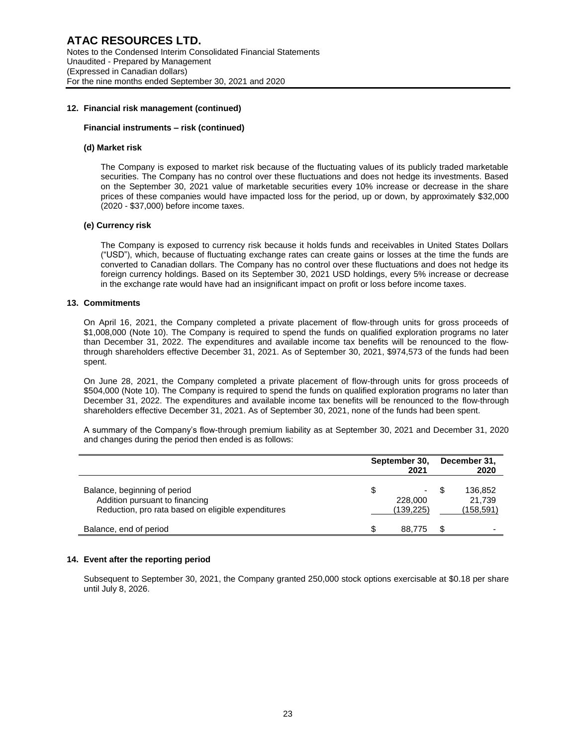## 12. Financial risk management (continued)

### Financial instruments – risk (continued)

#### (d) Market risk

The Company is exposed to market risk because of the fluctuating values of its publicly traded marketable securities. The Company has no control over these fluctuations and does not hedge its investments. Based on the September 30, 2021 value of marketable securities every 10% increase or decrease in the share prices of these companies would have impacted loss for the period, up or down, by approximately $32,000 (2020 - $37,000) before income taxes.

#### (e) Currency risk

The Company is exposed to currency risk because it holds funds and receivables in United States Dollars ("USD"), which, because of fluctuating exchange rates can create gains or losses at the time the funds are converted to Canadian dollars. The Company has no control over these fluctuations and does not hedge its foreign currency holdings. Based on its September 30, 2021 USD holdings, every 5% increase or decrease in the exchange rate would have had an insignificant impact on profit or loss before income taxes.

## 13. Commitments

On April 16, 2021, the Company completed a private placement of flow-through units for gross proceeds of $1,008,000 (Note 10). The Company is required to spend the funds on qualified exploration programs no later than December 31, 2022. The expenditures and available income tax benefits will be renounced to the flow-through shareholders effective December 31, 2021. As of September 30, 2021, $974,573 of the funds had been spent.

On June 28, 2021, the Company completed a private placement of flow-through units for gross proceeds of $504,000 (Note 10). The Company is required to spend the funds on qualified exploration programs no later than December 31, 2022. The expenditures and available income tax benefits will be renounced to the flow-through shareholders effective December 31, 2021. As of September 30, 2021, none of the funds had been spent.

A summary of the Company's flow-through premium liability as at September 30, 2021 and December 31, 2020 and changes during the period then ended is as follows:

| | September 30, 2021 | December 31, 2020 |
|---|---|---|
| Balance, beginning of period | $ - | $ 136,852 |
| Addition pursuant to financing | 228,000 | 21,739 |
| Reduction, pro rata based on eligible expenditures | (139,225) | (158,591) |
| Balance, end of period | $ 88,775 | $ - |

## 14. Event after the reporting period

Subsequent to September 30, 2021, the Company granted 250,000 stock options exercisable at $0.18 per share until July 8, 2026.